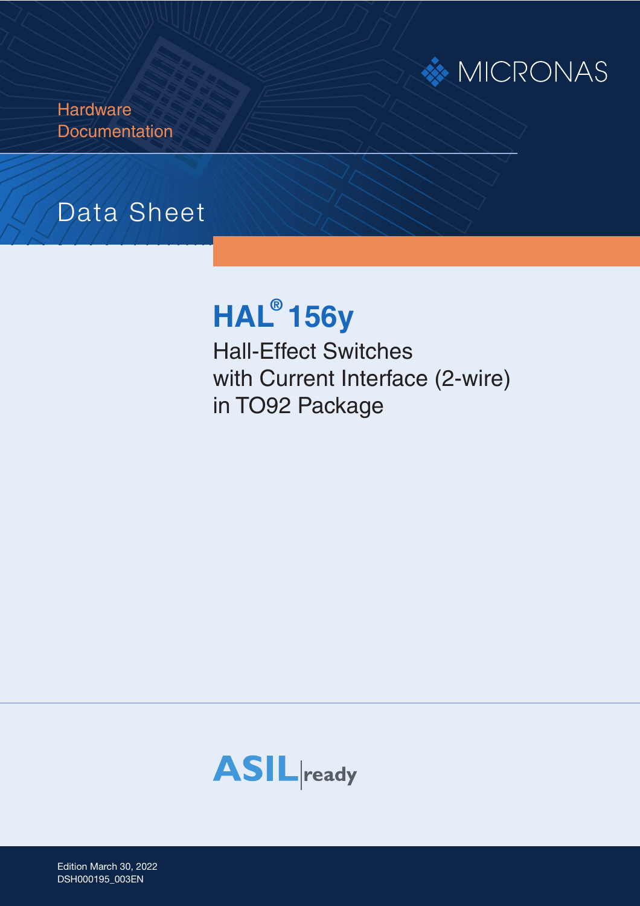MICRONAS

Hardware
Documentation

Data Sheet

# HAL® 156y

Hall-Effect Switches
with Current Interface (2-wire)
in TO92 Package

ASIL ready

Edition March 30, 2022
DSH000195_003EN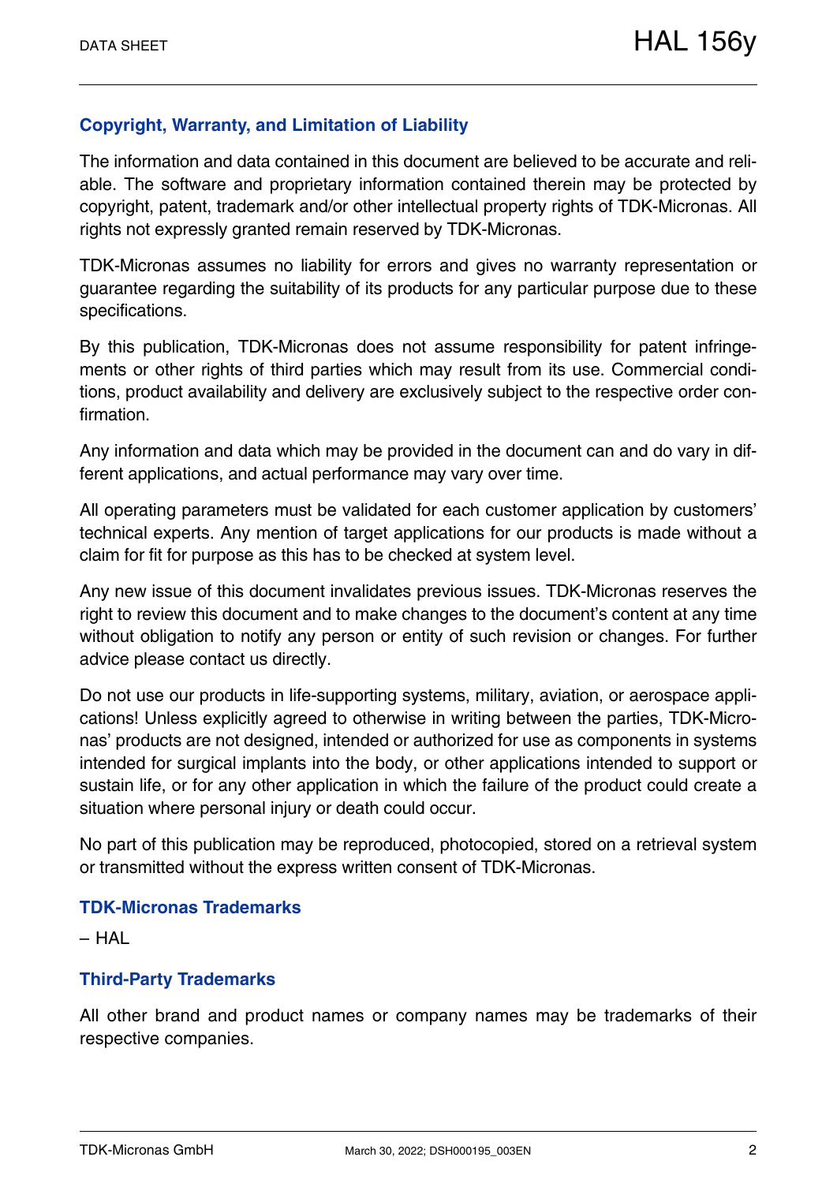## Copyright, Warranty, and Limitation of Liability

The information and data contained in this document are believed to be accurate and reliable. The software and proprietary information contained therein may be protected by copyright, patent, trademark and/or other intellectual property rights of TDK-Micronas. All rights not expressly granted remain reserved by TDK-Micronas.

TDK-Micronas assumes no liability for errors and gives no warranty representation or guarantee regarding the suitability of its products for any particular purpose due to these specifications.

By this publication, TDK-Micronas does not assume responsibility for patent infringements or other rights of third parties which may result from its use. Commercial conditions, product availability and delivery are exclusively subject to the respective order confirmation.

Any information and data which may be provided in the document can and do vary in different applications, and actual performance may vary over time.

All operating parameters must be validated for each customer application by customers' technical experts. Any mention of target applications for our products is made without a claim for fit for purpose as this has to be checked at system level.

Any new issue of this document invalidates previous issues. TDK-Micronas reserves the right to review this document and to make changes to the document's content at any time without obligation to notify any person or entity of such revision or changes. For further advice please contact us directly.

Do not use our products in life-supporting systems, military, aviation, or aerospace applications! Unless explicitly agreed to otherwise in writing between the parties, TDK-Micronas' products are not designed, intended or authorized for use as components in systems intended for surgical implants into the body, or other applications intended to support or sustain life, or for any other application in which the failure of the product could create a situation where personal injury or death could occur.

No part of this publication may be reproduced, photocopied, stored on a retrieval system or transmitted without the express written consent of TDK-Micronas.

## TDK-Micronas Trademarks

– HAL

## Third-Party Trademarks

All other brand and product names or company names may be trademarks of their respective companies.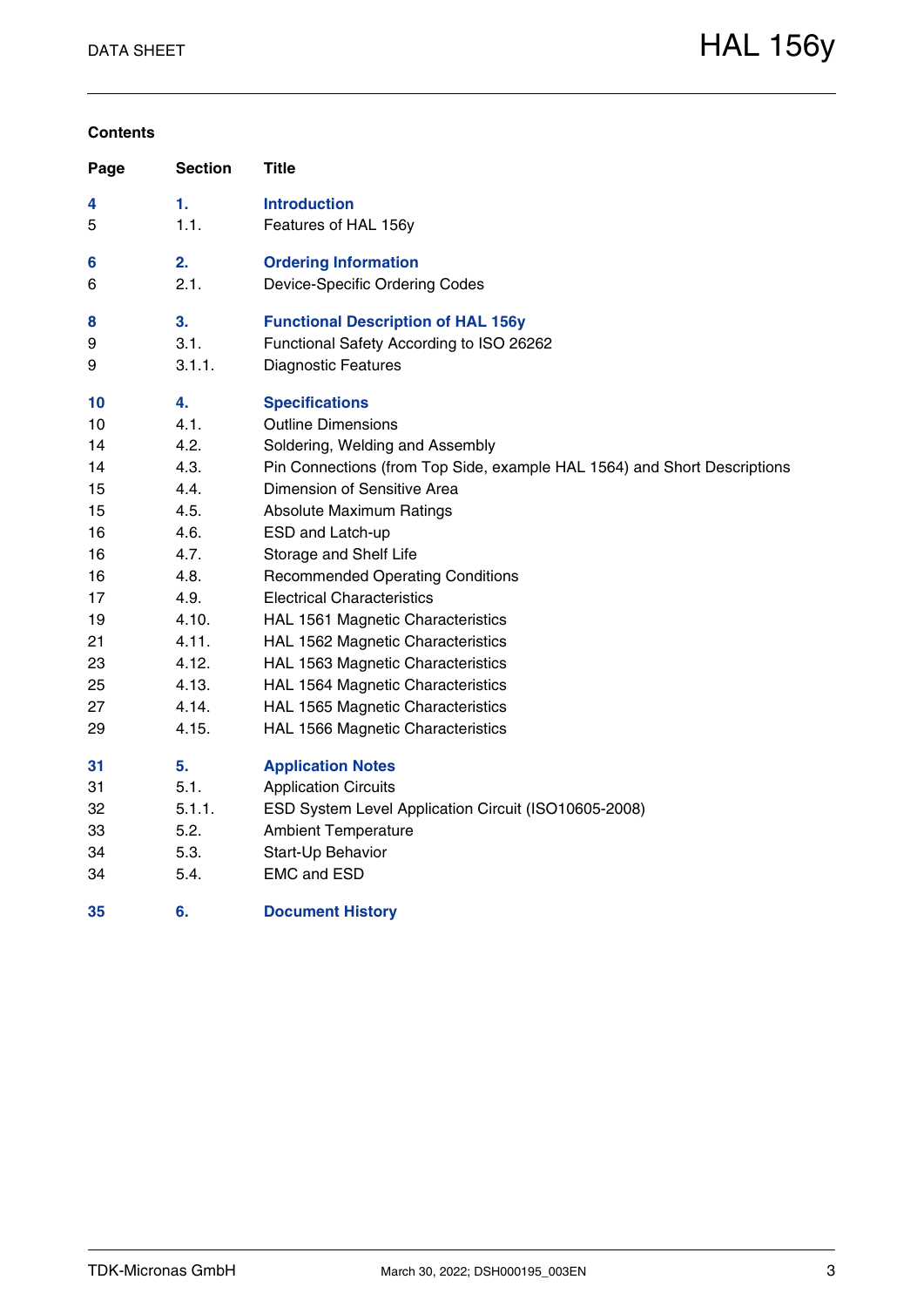## Contents

| Page | Section | Title |
|---|---|---|
| **4** | **1.** | **Introduction** |
| 5 | 1.1. | Features of HAL 156y |
| **6** | **2.** | **Ordering Information** |
| 6 | 2.1. | Device-Specific Ordering Codes |
| **8** | **3.** | **Functional Description of HAL 156y** |
| 9 | 3.1. | Functional Safety According to ISO 26262 |
| 9 | 3.1.1. | Diagnostic Features |
| **10** | **4.** | **Specifications** |
| 10 | 4.1. | Outline Dimensions |
| 14 | 4.2. | Soldering, Welding and Assembly |
| 14 | 4.3. | Pin Connections (from Top Side, example HAL 1564) and Short Descriptions |
| 15 | 4.4. | Dimension of Sensitive Area |
| 15 | 4.5. | Absolute Maximum Ratings |
| 16 | 4.6. | ESD and Latch-up |
| 16 | 4.7. | Storage and Shelf Life |
| 16 | 4.8. | Recommended Operating Conditions |
| 17 | 4.9. | Electrical Characteristics |
| 19 | 4.10. | HAL 1561 Magnetic Characteristics |
| 21 | 4.11. | HAL 1562 Magnetic Characteristics |
| 23 | 4.12. | HAL 1563 Magnetic Characteristics |
| 25 | 4.13. | HAL 1564 Magnetic Characteristics |
| 27 | 4.14. | HAL 1565 Magnetic Characteristics |
| 29 | 4.15. | HAL 1566 Magnetic Characteristics |
| **31** | **5.** | **Application Notes** |
| 31 | 5.1. | Application Circuits |
| 32 | 5.1.1. | ESD System Level Application Circuit (ISO10605-2008) |
| 33 | 5.2. | Ambient Temperature |
| 34 | 5.3. | Start-Up Behavior |
| 34 | 5.4. | EMC and ESD |
| **35** | **6.** | **Document History** |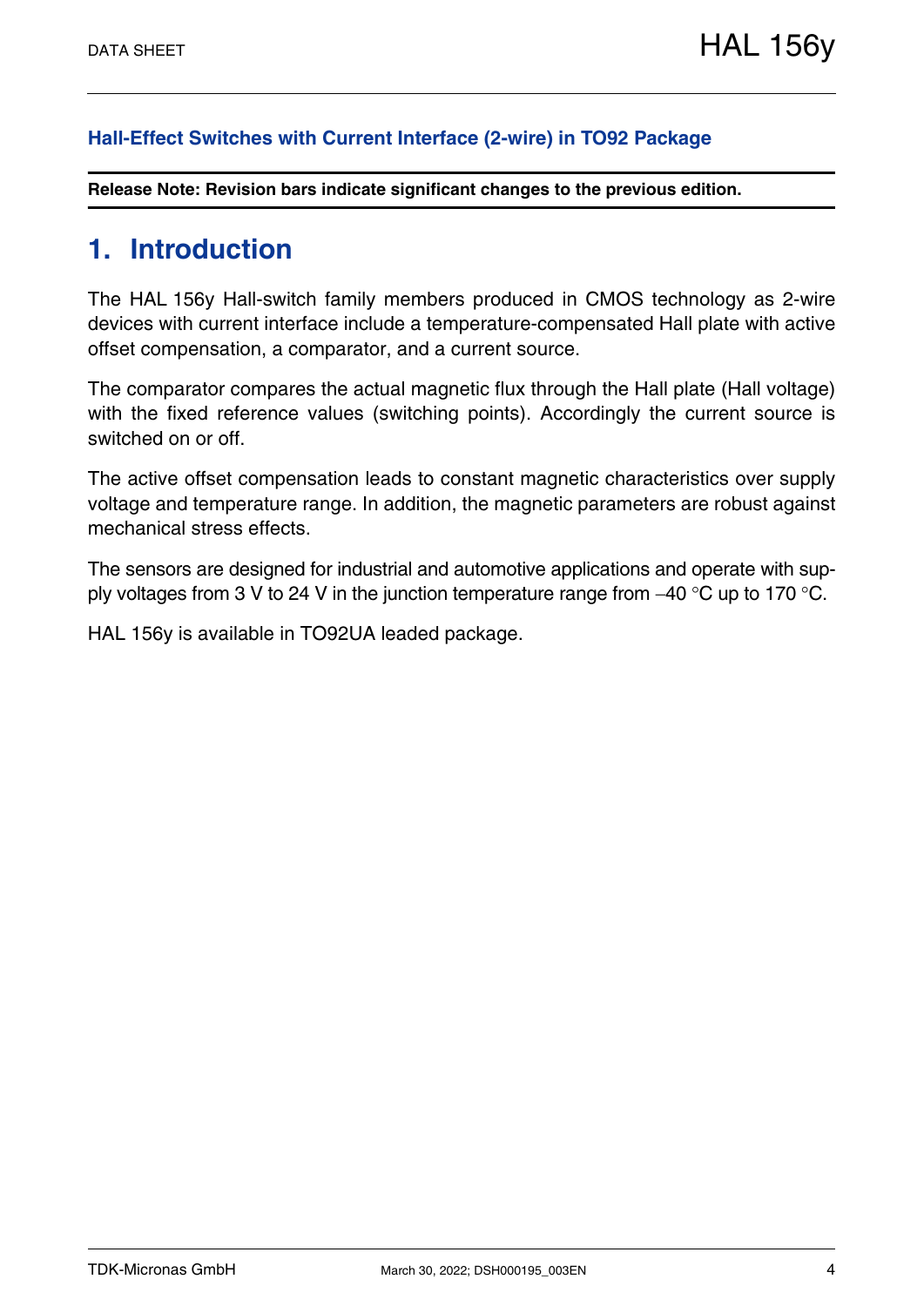**Hall-Effect Switches with Current Interface (2-wire) in TO92 Package**

**Release Note: Revision bars indicate significant changes to the previous edition.**

# 1. Introduction

The HAL 156y Hall-switch family members produced in CMOS technology as 2-wire devices with current interface include a temperature-compensated Hall plate with active offset compensation, a comparator, and a current source.

The comparator compares the actual magnetic flux through the Hall plate (Hall voltage) with the fixed reference values (switching points). Accordingly the current source is switched on or off.

The active offset compensation leads to constant magnetic characteristics over supply voltage and temperature range. In addition, the magnetic parameters are robust against mechanical stress effects.

The sensors are designed for industrial and automotive applications and operate with supply voltages from 3 V to 24 V in the junction temperature range from –40 °C up to 170 °C.

HAL 156y is available in TO92UA leaded package.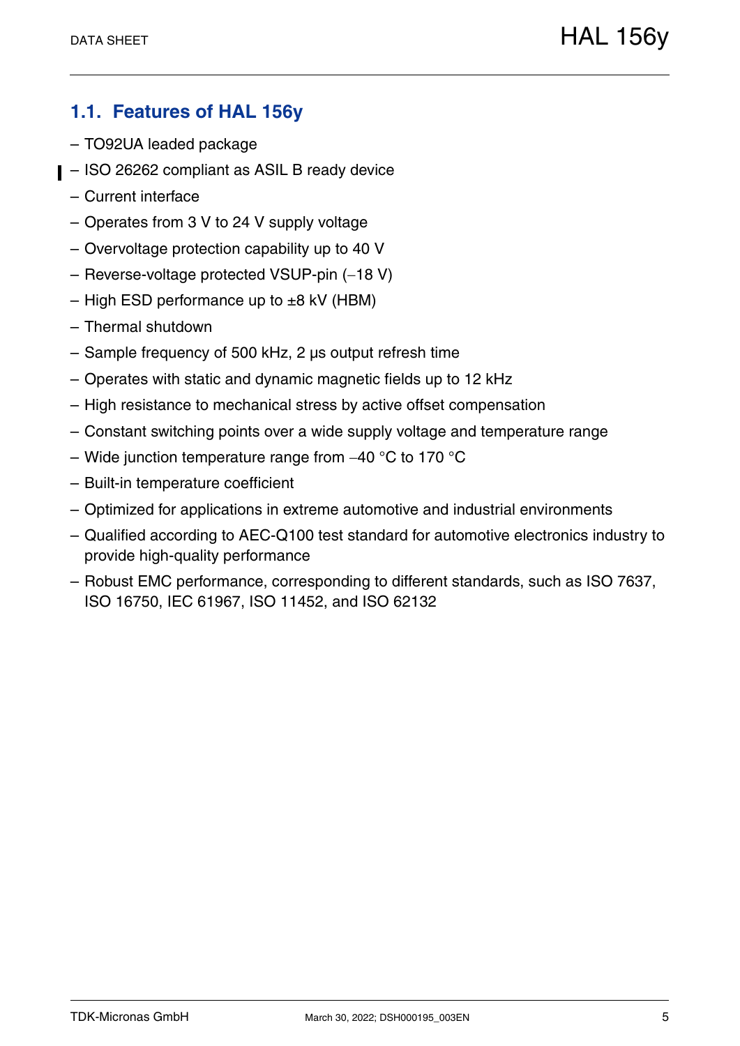## 1.1. Features of HAL 156y

- TO92UA leaded package
- ISO 26262 compliant as ASIL B ready device
- Current interface
- Operates from 3 V to 24 V supply voltage
- Overvoltage protection capability up to 40 V
- Reverse-voltage protected VSUP-pin (−18 V)
- High ESD performance up to ±8 kV (HBM)
- Thermal shutdown
- Sample frequency of 500 kHz, 2 µs output refresh time
- Operates with static and dynamic magnetic fields up to 12 kHz
- High resistance to mechanical stress by active offset compensation
- Constant switching points over a wide supply voltage and temperature range
- Wide junction temperature range from −40 °C to 170 °C
- Built-in temperature coefficient
- Optimized for applications in extreme automotive and industrial environments
- Qualified according to AEC-Q100 test standard for automotive electronics industry to provide high-quality performance
- Robust EMC performance, corresponding to different standards, such as ISO 7637, ISO 16750, IEC 61967, ISO 11452, and ISO 62132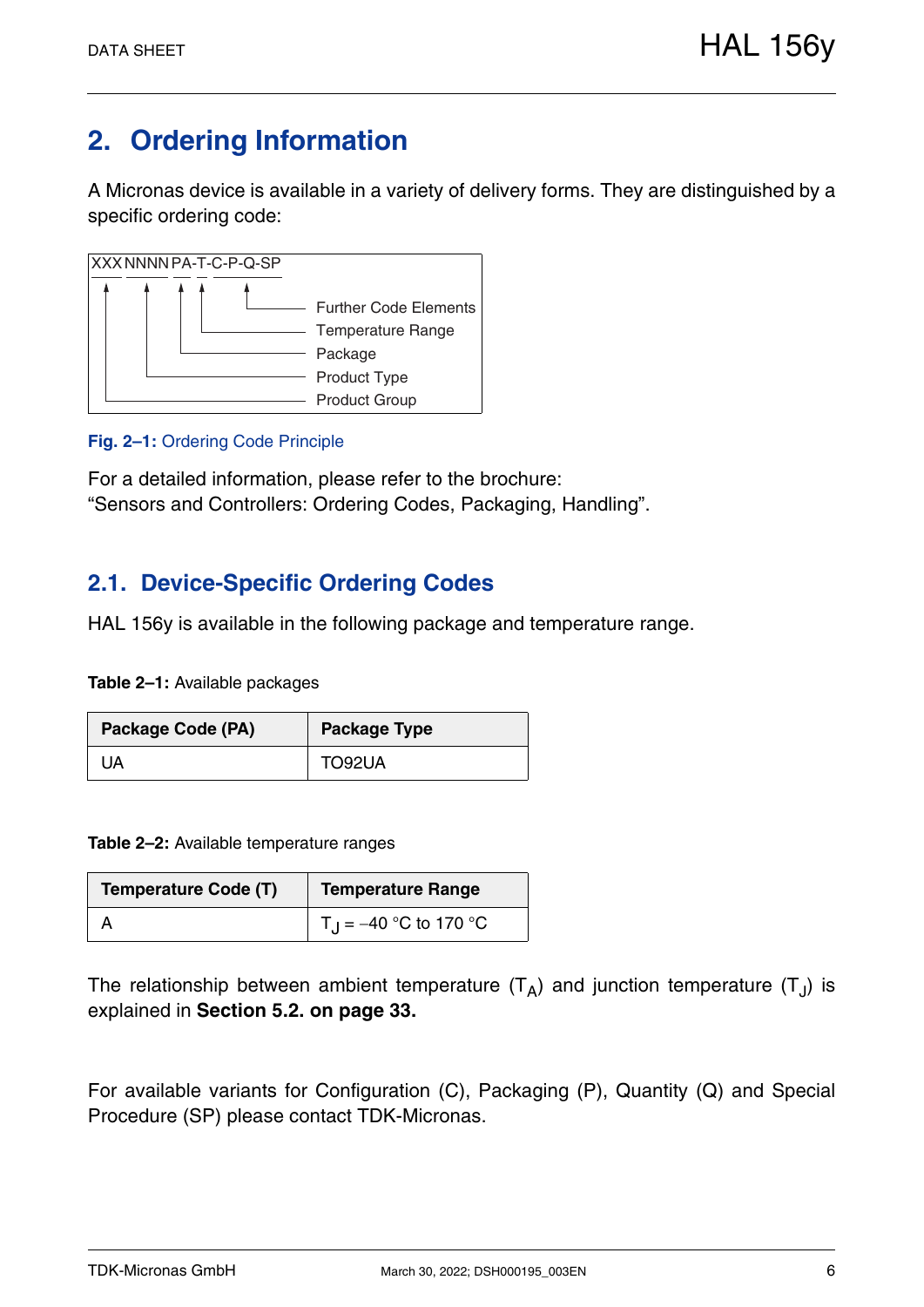# 2. Ordering Information

A Micronas device is available in a variety of delivery forms. They are distinguished by a specific ordering code:

```
XXX NNNN PA-T-C-P-Q-SP
 |    |   |  |    |
 |    |   |  |    └── Further Code Elements
 |    |   |  └─────── Temperature Range
 |    |   └────────── Package
 |    └────────────── Product Type
 └─────────────────── Product Group
```

**Fig. 2–1:** Ordering Code Principle

For a detailed information, please refer to the brochure:
“Sensors and Controllers: Ordering Codes, Packaging, Handling”.

## 2.1. Device-Specific Ordering Codes

HAL 156y is available in the following package and temperature range.

**Table 2–1:** Available packages

| Package Code (PA) | Package Type |
|---|---|
| UA | TO92UA |

**Table 2–2:** Available temperature ranges

| Temperature Code (T) | Temperature Range |
|---|---|
| A | $T_J$ = –40 °C to 170 °C |

The relationship between ambient temperature ($T_A$) and junction temperature ($T_J$) is explained in **Section 5.2. on page 33.**

For available variants for Configuration (C), Packaging (P), Quantity (Q) and Special Procedure (SP) please contact TDK-Micronas.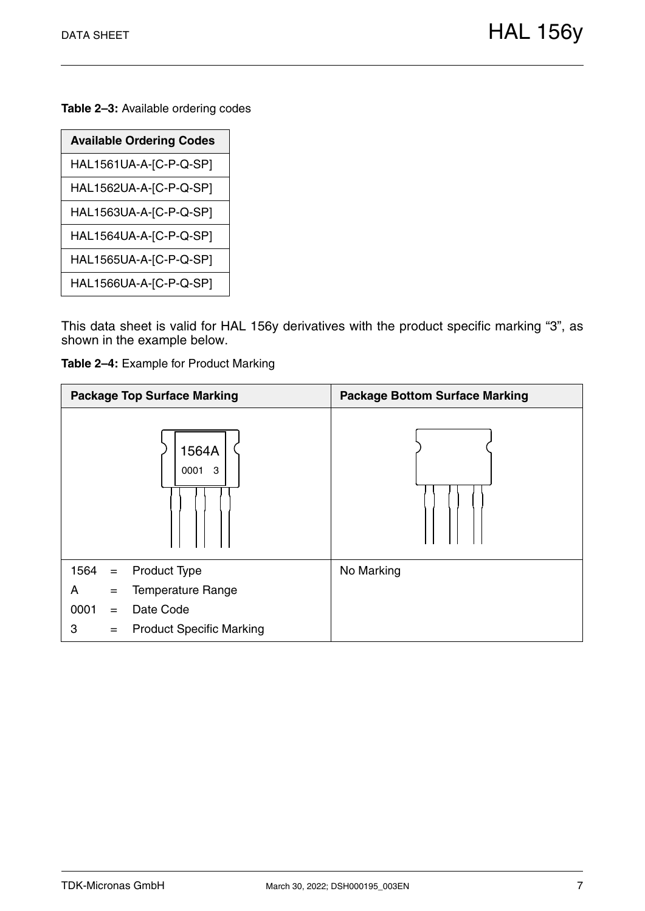**Table 2–3:** Available ordering codes

| Available Ordering Codes |
| --- |
| HAL1561UA-A-[C-P-Q-SP] |
| HAL1562UA-A-[C-P-Q-SP] |
| HAL1563UA-A-[C-P-Q-SP] |
| HAL1564UA-A-[C-P-Q-SP] |
| HAL1565UA-A-[C-P-Q-SP] |
| HAL1566UA-A-[C-P-Q-SP] |

This data sheet is valid for HAL 156y derivatives with the product specific marking “3”, as shown in the example below.

**Table 2–4:** Example for Product Marking

| Package Top Surface Marking | Package Bottom Surface Marking |
| --- | --- |
| 1564A<br>0001 3 | |
| 1564 = Product Type<br>A = Temperature Range<br>0001 = Date Code<br>3 = Product Specific Marking | No Marking |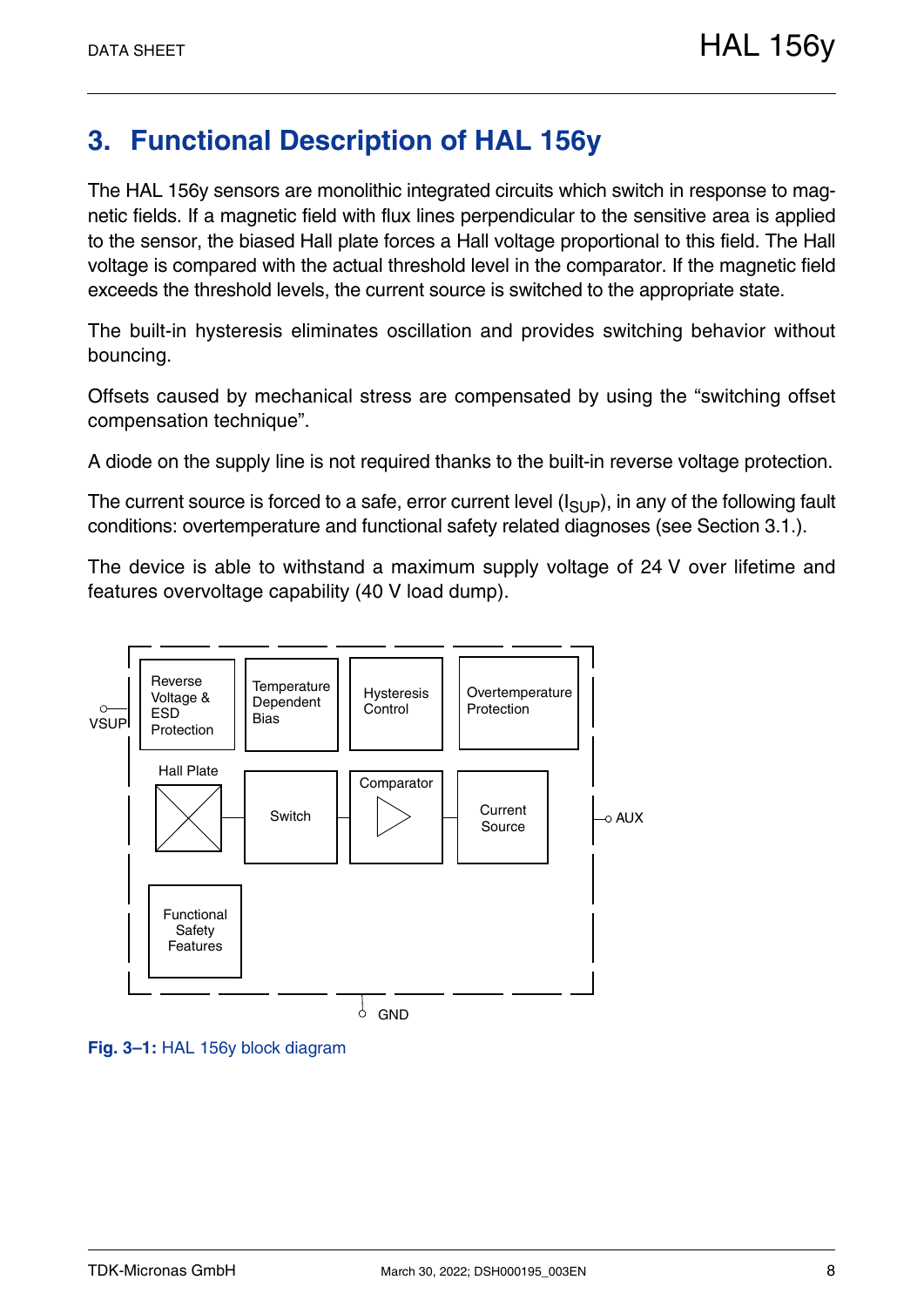# 3. Functional Description of HAL 156y

The HAL 156y sensors are monolithic integrated circuits which switch in response to magnetic fields. If a magnetic field with flux lines perpendicular to the sensitive area is applied to the sensor, the biased Hall plate forces a Hall voltage proportional to this field. The Hall voltage is compared with the actual threshold level in the comparator. If the magnetic field exceeds the threshold levels, the current source is switched to the appropriate state.

The built-in hysteresis eliminates oscillation and provides switching behavior without bouncing.

Offsets caused by mechanical stress are compensated by using the "switching offset compensation technique".

A diode on the supply line is not required thanks to the built-in reverse voltage protection.

The current source is forced to a safe, error current level ($I_{SUP}$), in any of the following fault conditions: overtemperature and functional safety related diagnoses (see Section 3.1.).

The device is able to withstand a maximum supply voltage of 24 V over lifetime and features overvoltage capability (40 V load dump).

VSUP, Reverse Voltage & ESD Protection, Temperature Dependent Bias, Hysteresis Control, Overtemperature Protection, Hall Plate, Switch, Comparator, Current Source, AUX, Functional Safety Features, GND

**Fig. 3–1:** HAL 156y block diagram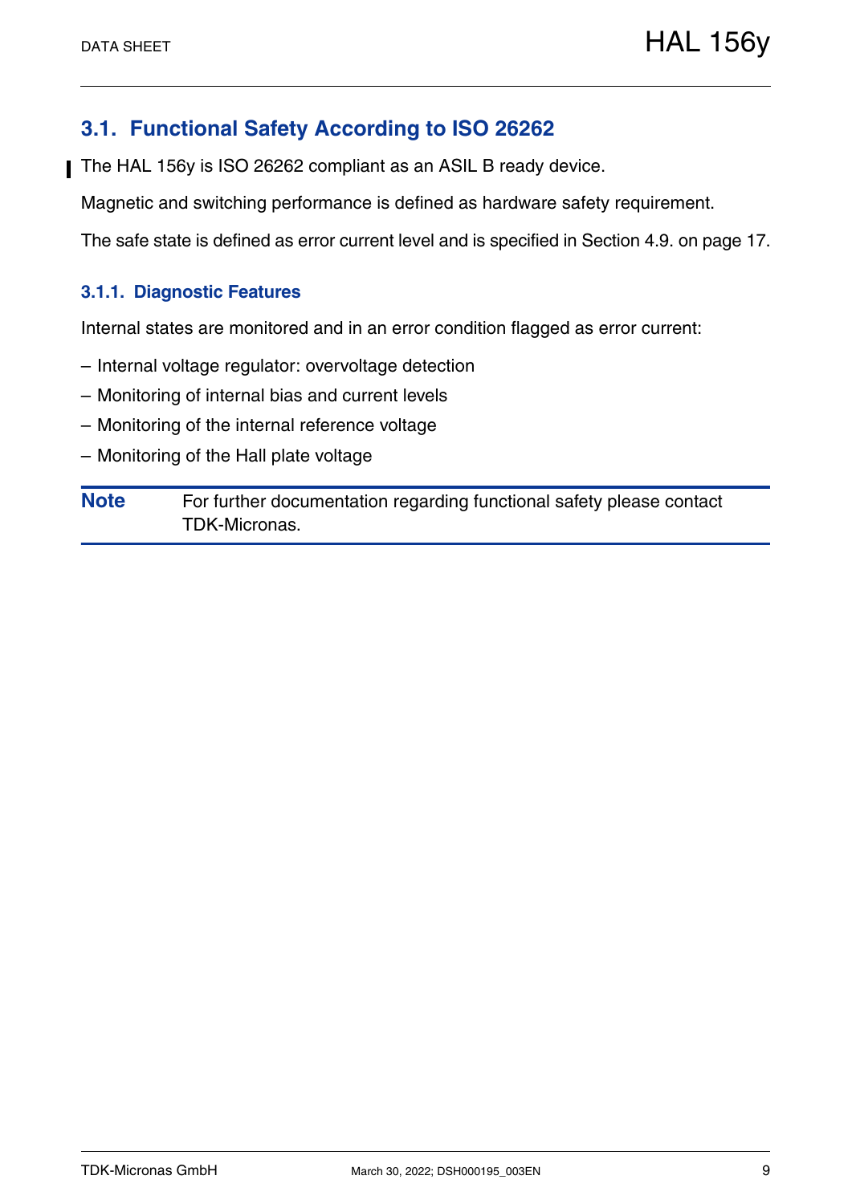## 3.1. Functional Safety According to ISO 26262

The HAL 156y is ISO 26262 compliant as an ASIL B ready device.

Magnetic and switching performance is defined as hardware safety requirement.

The safe state is defined as error current level and is specified in Section 4.9. on page 17.

### 3.1.1. Diagnostic Features

Internal states are monitored and in an error condition flagged as error current:

– Internal voltage regulator: overvoltage detection

– Monitoring of internal bias and current levels

– Monitoring of the internal reference voltage

– Monitoring of the Hall plate voltage

**Note** For further documentation regarding functional safety please contact TDK-Micronas.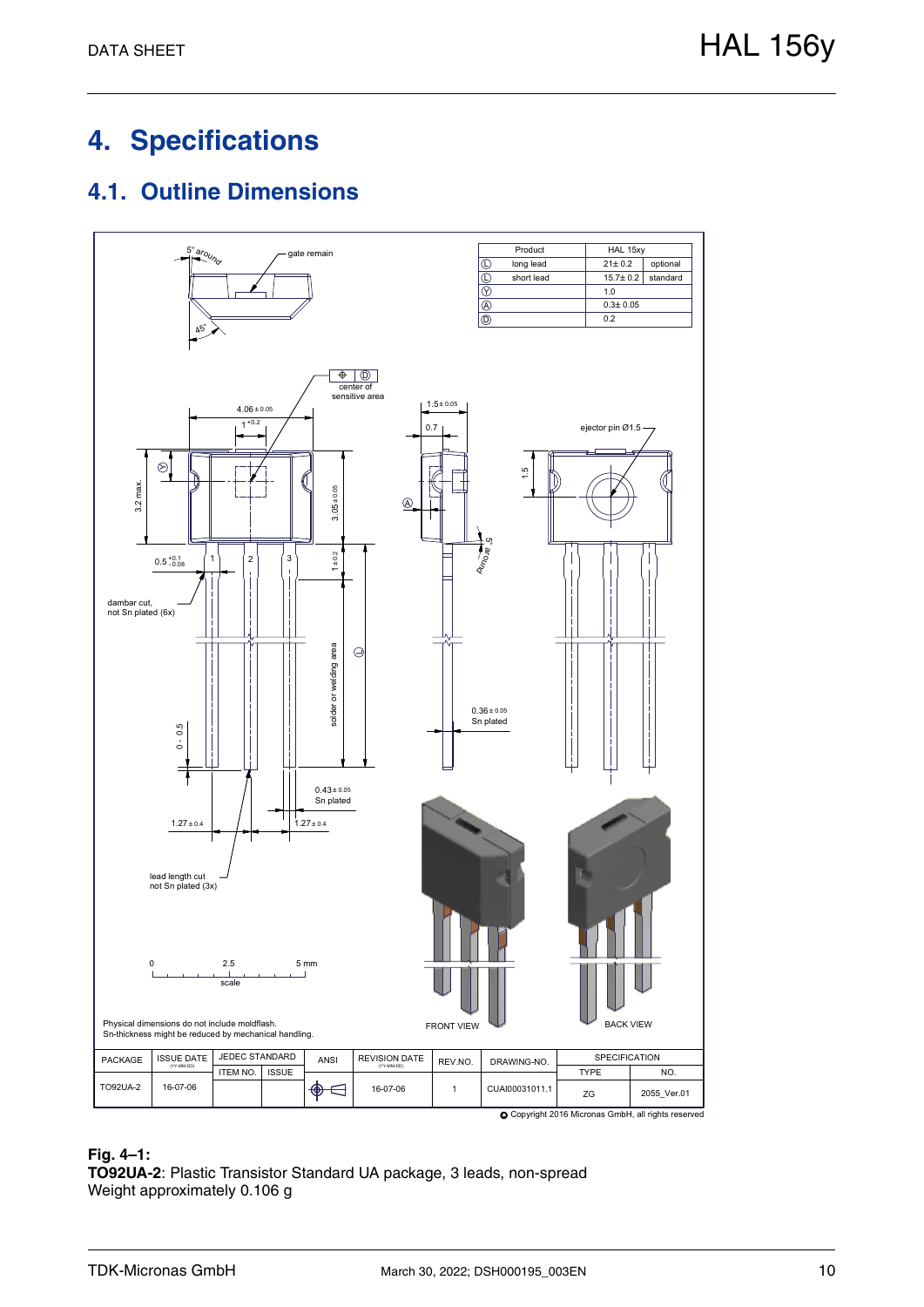# 4. Specifications

## 4.1. Outline Dimensions

| Product | | HAL 15xy | |
|---|---|---|---|
| Ⓛ | long lead | 21± 0.2 | optional |
| Ⓛ | short lead | 15.7± 0.2 | standard |
| Ⓨ | | 1.0 | |
| Ⓐ | | 0.3± 0.05 | |
| Ⓓ | | 0.2 | |

Physical dimensions do not include moldflash.
Sn-thickness might be reduced by mechanical handling.

| PACKAGE | ISSUE DATE (YY-MM-DD) | JEDEC STANDARD | | ANSI | REVISION DATE (YY-MM-DD) | REV.NO. | DRAWING-NO. | SPECIFICATION | |
|---|---|---|---|---|---|---|---|---|---|
| | | ITEM NO. | ISSUE | | | | | TYPE | NO. |
| TO92UA-2 | 16-07-06 | | | | 16-07-06 | 1 | CUAI00031011.1 | ZG | 2055_Ver.01 |

© Copyright 2016 Micronas GmbH, all rights reserved

**Fig. 4–1:**
**TO92UA-2**: Plastic Transistor Standard UA package, 3 leads, non-spread
Weight approximately 0.106 g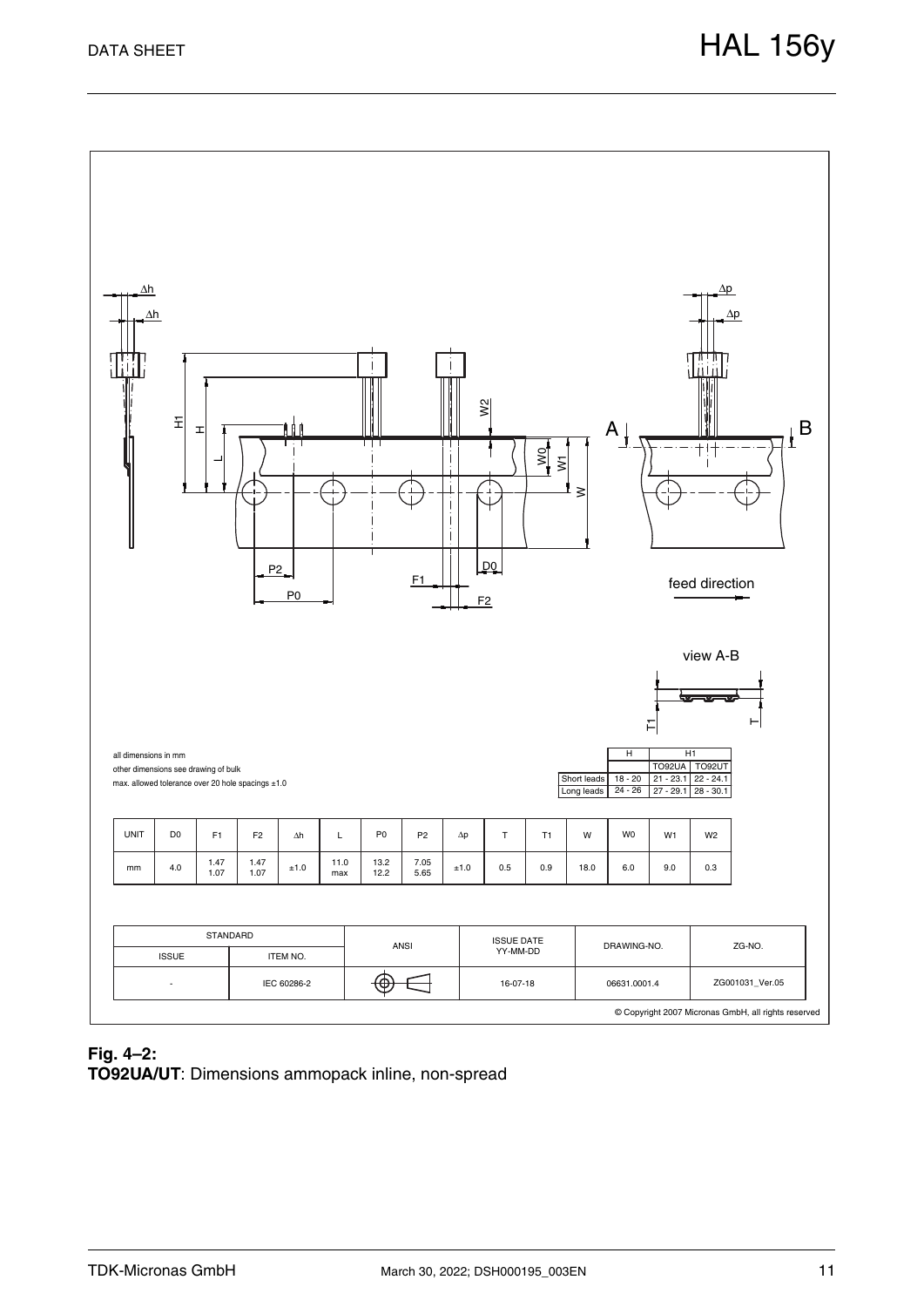all dimensions in mm
other dimensions see drawing of bulk
max. allowed tolerance over 20 hole spacings ±1.0

|  | H | H1 | |
|---|---|---|---|
|  |  | TO92UA | TO92UT |
| Short leads | 18 - 20 | 21 - 23.1 | 22 - 24.1 |
| Long leads | 24 - 26 | 27 - 29.1 | 28 - 30.1 |

| UNIT | D0 | F1 | F2 | Δh | L | P0 | P2 | Δp | T | T1 | W | W0 | W1 | W2 |
|---|---|---|---|---|---|---|---|---|---|---|---|---|---|---|
| mm | 4.0 | 1.47<br>1.07 | 1.47<br>1.07 | ±1.0 | 11.0<br>max | 13.2<br>12.2 | 7.05<br>5.65 | ±1.0 | 0.5 | 0.9 | 18.0 | 6.0 | 9.0 | 0.3 |

| STANDARD | | ANSI | ISSUE DATE YY-MM-DD | DRAWING-NO. | ZG-NO. |
|---|---|---|---|---|---|
| ISSUE | ITEM NO. | | | | |
| - | IEC 60286-2 | | 16-07-18 | 06631.0001.4 | ZG001031_Ver.05 |

© Copyright 2007 Micronas GmbH, all rights reserved

**Fig. 4–2:**
**TO92UA/UT**: Dimensions ammopack inline, non-spread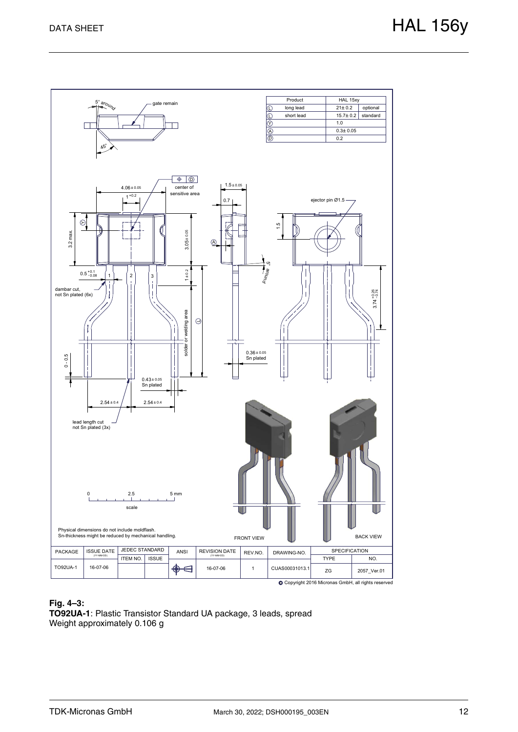| Product | HAL 15xy | |
|---|---|---|
| Ⓛ long lead | 21± 0.2 | optional |
| Ⓛ short lead | 15.7± 0.2 | standard |
| Ⓨ | 1.0 | |
| Ⓐ | 0.3± 0.05 | |
| Ⓓ | 0.2 | |

Physical dimensions do not include moldflash.
Sn-thickness might be reduced by mechanical handling.

| PACKAGE | ISSUE DATE (YY-MM-DD) | JEDEC STANDARD | | ANSI | REVISION DATE (YY-MM-DD) | REV.NO. | DRAWING-NO. | SPECIFICATION | |
|---|---|---|---|---|---|---|---|---|---|
| | | ITEM NO. | ISSUE | | | | | TYPE | NO. |
| TO92UA-1 | 16-07-06 | | | | 16-07-06 | 1 | CUAS00031013.1 | ZG | 2057_Ver.01 |

© Copyright 2016 Micronas GmbH, all rights reserved

**Fig. 4–3:**
**TO92UA-1**: Plastic Transistor Standard UA package, 3 leads, spread
Weight approximately 0.106 g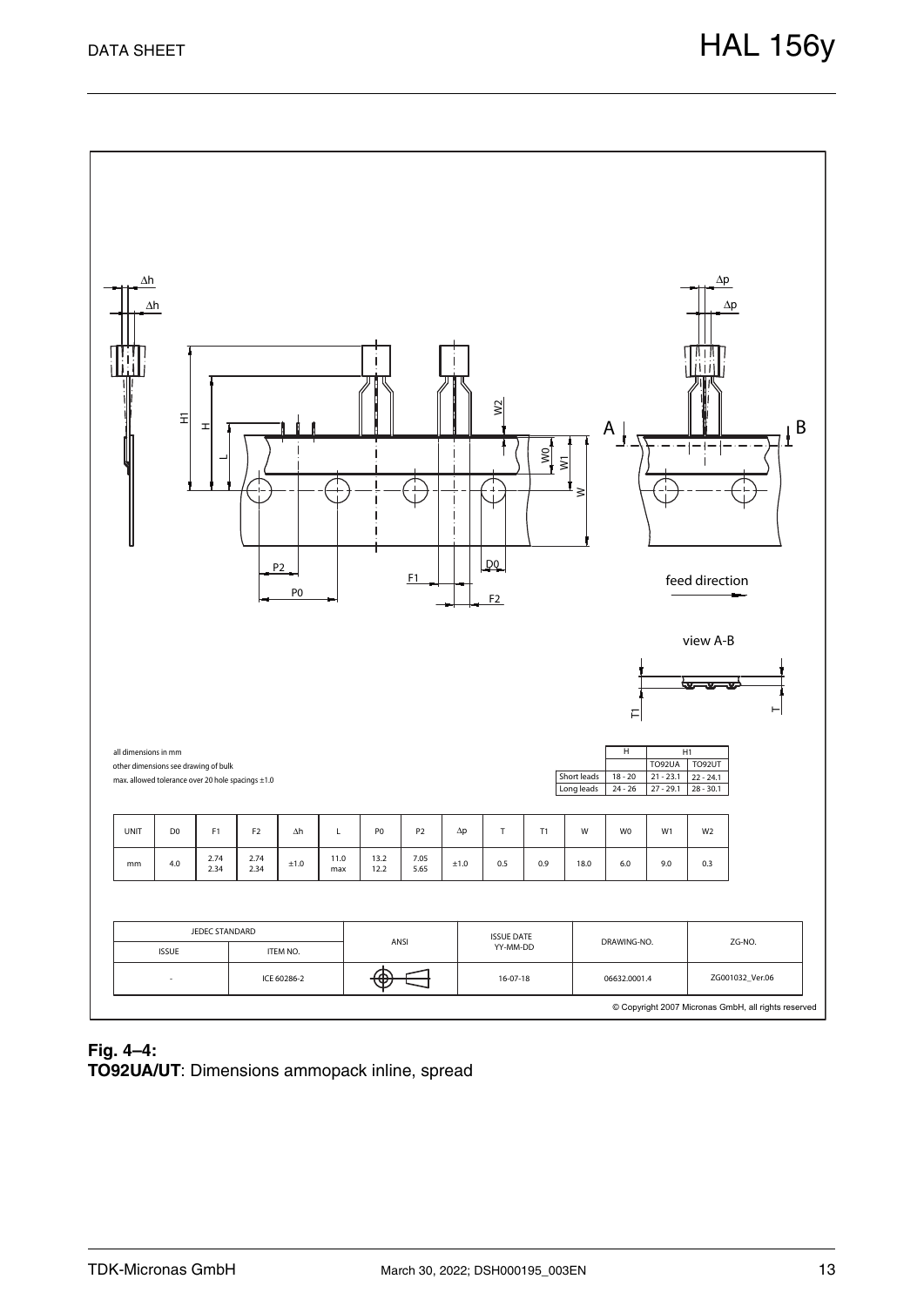all dimensions in mm
other dimensions see drawing of bulk
max. allowed tolerance over 20 hole spacings ±1.0

| | H | H1 | |
|---|---|---|---|
| | | TO92UA | TO92UT |
| Short leads | 18 - 20 | 21 - 23.1 | 22 - 24.1 |
| Long leads | 24 - 26 | 27 - 29.1 | 28 - 30.1 |

| UNIT | D0 | F1 | F2 | Δh | L | P0 | P2 | Δp | T | T1 | W | W0 | W1 | W2 |
|---|---|---|---|---|---|---|---|---|---|---|---|---|---|---|
| mm | 4.0 | 2.74<br>2.34 | 2.74<br>2.34 | ±1.0 | 11.0<br>max | 13.2<br>12.2 | 7.05<br>5.65 | ±1.0 | 0.5 | 0.9 | 18.0 | 6.0 | 9.0 | 0.3 |

| JEDEC STANDARD | | ANSI | ISSUE DATE YY-MM-DD | DRAWING-NO. | ZG-NO. |
|---|---|---|---|---|---|
| ISSUE | ITEM NO. | | | | |
| - | ICE 60286-2 | | 16-07-18 | 06632.0001.4 | ZG001032_Ver.06 |

© Copyright 2007 Micronas GmbH, all rights reserved

**Fig. 4–4:**
**TO92UA/UT**: Dimensions ammopack inline, spread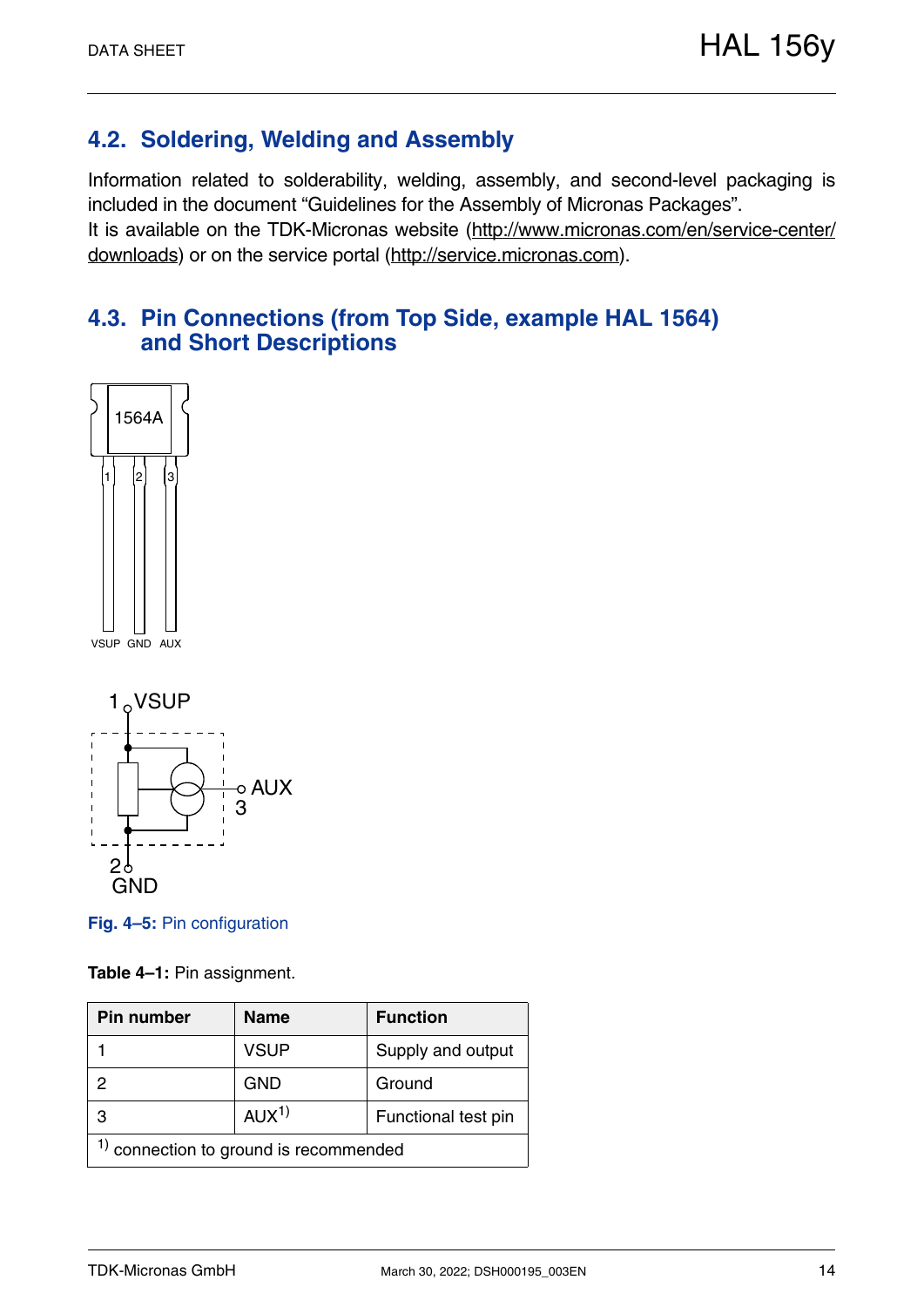## 4.2. Soldering, Welding and Assembly

Information related to solderability, welding, assembly, and second-level packaging is included in the document "Guidelines for the Assembly of Micronas Packages".
It is available on the TDK-Micronas website (http://www.micronas.com/en/service-center/downloads) or on the service portal (http://service.micronas.com).

## 4.3. Pin Connections (from Top Side, example HAL 1564) and Short Descriptions

**Fig. 4–5:** Pin configuration

**Table 4–1:** Pin assignment.

| Pin number | Name | Function |
|---|---|---|
| 1 | VSUP | Supply and output |
| 2 | GND | Ground |
| 3 | AUX[1] | Functional test pin |
| [1] connection to ground is recommended | | |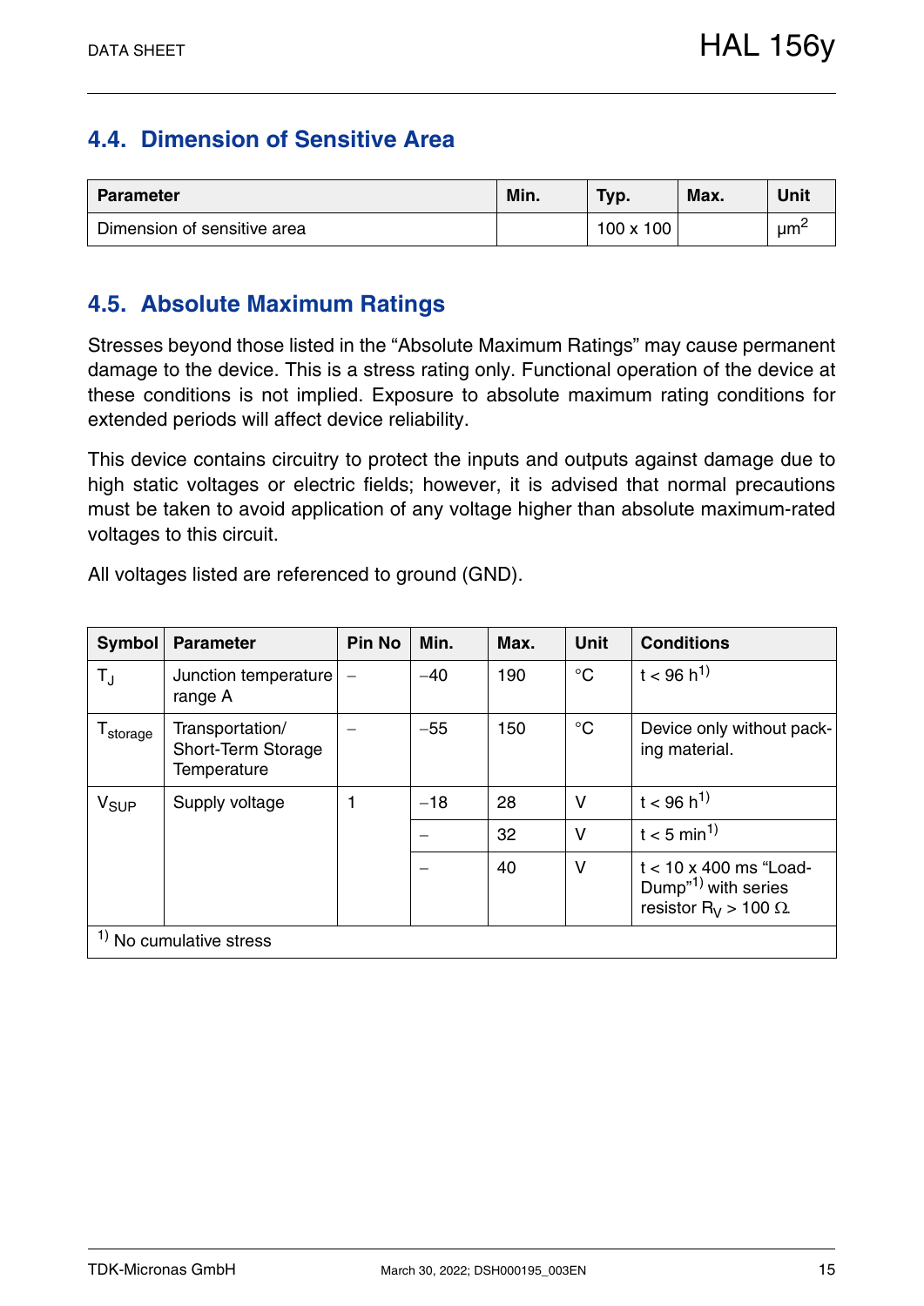## 4.4. Dimension of Sensitive Area

| Parameter | Min. | Typ. | Max. | Unit |
|---|---|---|---|---|
| Dimension of sensitive area | | 100 x 100 | | $\mu m^2$ |

## 4.5. Absolute Maximum Ratings

Stresses beyond those listed in the “Absolute Maximum Ratings” may cause permanent damage to the device. This is a stress rating only. Functional operation of the device at these conditions is not implied. Exposure to absolute maximum rating conditions for extended periods will affect device reliability.

This device contains circuitry to protect the inputs and outputs against damage due to high static voltages or electric fields; however, it is advised that normal precautions must be taken to avoid application of any voltage higher than absolute maximum-rated voltages to this circuit.

All voltages listed are referenced to ground (GND).

| Symbol | Parameter | Pin No | Min. | Max. | Unit | Conditions |
|---|---|---|---|---|---|---|
| $T_J$ | Junction temperature range A | – | −40 | 190 | °C | t < 96 h[1] |
| $T_{storage}$ | Transportation/ Short-Term Storage Temperature | – | −55 | 150 | °C | Device only without packing material. |
| $V_{SUP}$ | Supply voltage | 1 | −18 | 28 | V | t < 96 h[1] |
| | | | – | 32 | V | t < 5 min[1] |
| | | | – | 40 | V | t < 10 x 400 ms “Load-Dump”[1] with series resistor $R_V$ > 100 Ω. |

[1] No cumulative stress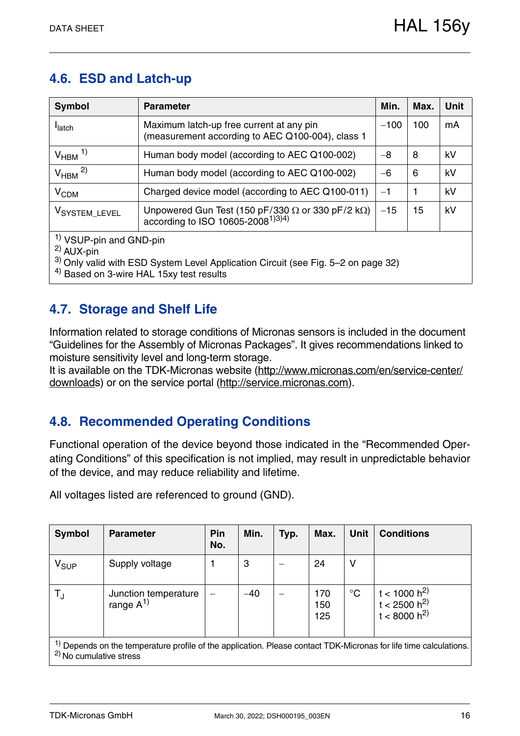## 4.6. ESD and Latch-up

| Symbol | Parameter | Min. | Max. | Unit |
|---|---|---|---|---|
| $I_{latch}$ | Maximum latch-up free current at any pin (measurement according to AEC Q100-004), class 1 | −100 | 100 | mA |
| $V_{HBM}$ [1] | Human body model (according to AEC Q100-002) | −8 | 8 | kV |
| $V_{HBM}$ [2] | Human body model (according to AEC Q100-002) | −6 | 6 | kV |
| $V_{CDM}$ | Charged device model (according to AEC Q100-011) | −1 | 1 | kV |
| $V_{SYSTEM\_LEVEL}$ | Unpowered Gun Test (150 pF/330 Ω or 330 pF/2 kΩ) according to ISO 10605-2008[1][3][4] | −15 | 15 | kV |

[1] VSUP-pin and GND-pin
[2] AUX-pin
[3] Only valid with ESD System Level Application Circuit (see Fig. 5–2 on page 32)
[4] Based on 3-wire HAL 15xy test results

## 4.7. Storage and Shelf Life

Information related to storage conditions of Micronas sensors is included in the document "Guidelines for the Assembly of Micronas Packages". It gives recommendations linked to moisture sensitivity level and long-term storage.
It is available on the TDK-Micronas website (http://www.micronas.com/en/service-center/downloads) or on the service portal (http://service.micronas.com).

## 4.8. Recommended Operating Conditions

Functional operation of the device beyond those indicated in the "Recommended Operating Conditions" of this specification is not implied, may result in unpredictable behavior of the device, and may reduce reliability and lifetime.

All voltages listed are referenced to ground (GND).

| Symbol | Parameter | Pin No. | Min. | Typ. | Max. | Unit | Conditions |
|---|---|---|---|---|---|---|---|
| $V_{SUP}$ | Supply voltage | 1 | 3 | – | 24 | V | |
| $T_J$ | Junction temperature range A[1] | – | −40 | – | 170<br>150<br>125 | °C | t < 1000 h[2]<br>t < 2500 h[2]<br>t < 8000 h[2] |

[1] Depends on the temperature profile of the application. Please contact TDK-Micronas for life time calculations.
[2] No cumulative stress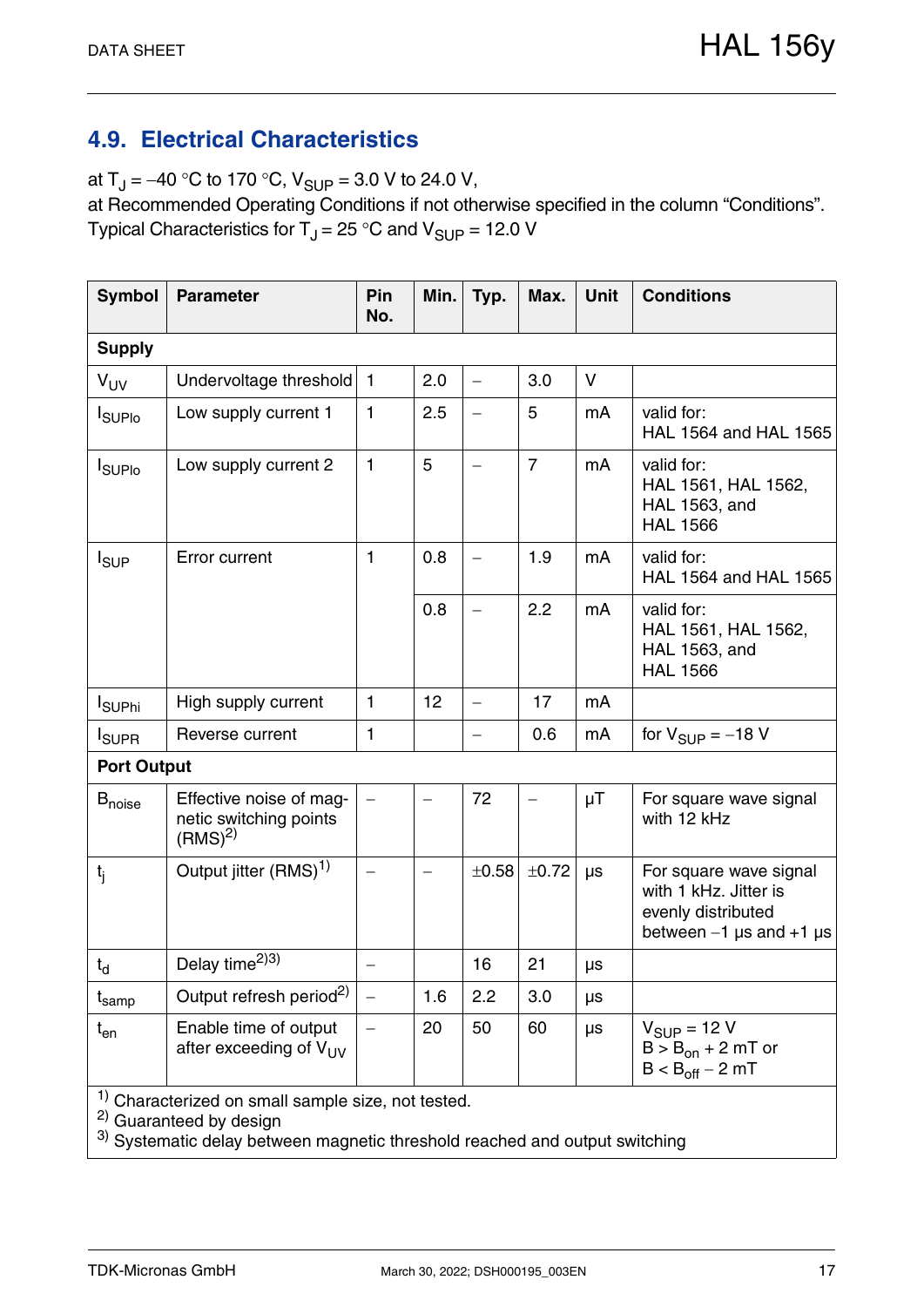## 4.9. Electrical Characteristics

at $T_J$ = –40 °C to 170 °C, $V_{SUP}$ = 3.0 V to 24.0 V,
at Recommended Operating Conditions if not otherwise specified in the column "Conditions".
Typical Characteristics for $T_J$ = 25 °C and $V_{SUP}$ = 12.0 V

| Symbol | Parameter | Pin No. | Min. | Typ. | Max. | Unit | Conditions |
|---|---|---|---|---|---|---|---|
| **Supply** | | | | | | | |
| $V_{UV}$ | Undervoltage threshold | 1 | 2.0 | – | 3.0 | V | |
| $I_{SUPlo}$ | Low supply current 1 | 1 | 2.5 | – | 5 | mA | valid for: HAL 1564 and HAL 1565 |
| $I_{SUPlo}$ | Low supply current 2 | 1 | 5 | – | 7 | mA | valid for: HAL 1561, HAL 1562, HAL 1563, and HAL 1566 |
| $I_{SUP}$ | Error current | 1 | 0.8 | – | 1.9 | mA | valid for: HAL 1564 and HAL 1565 |
| | | | 0.8 | – | 2.2 | mA | valid for: HAL 1561, HAL 1562, HAL 1563, and HAL 1566 |
| $I_{SUPhi}$ | High supply current | 1 | 12 | – | 17 | mA | |
| $I_{SUPR}$ | Reverse current | 1 | | – | 0.6 | mA | for $V_{SUP}$ = –18 V |
| **Port Output** | | | | | | | |
| $B_{noise}$ | Effective noise of magnetic switching points (RMS)[2] | – | – | 72 | – | µT | For square wave signal with 12 kHz |
| $t_j$ | Output jitter (RMS)[1] | – | – | ±0.58 | ±0.72 | µs | For square wave signal with 1 kHz. Jitter is evenly distributed between –1 µs and +1 µs |
| $t_d$ | Delay time[2)3)] | – | | 16 | 21 | µs | |
| $t_{samp}$ | Output refresh period[2] | – | 1.6 | 2.2 | 3.0 | µs | |
| $t_{en}$ | Enable time of output after exceeding of $V_{UV}$ | – | 20 | 50 | 60 | µs | $V_{SUP}$ = 12 V, $B > B_{on}$ + 2 mT or $B < B_{off}$ – 2 mT |

[1] Characterized on small sample size, not tested.
[2] Guaranteed by design
[3] Systematic delay between magnetic threshold reached and output switching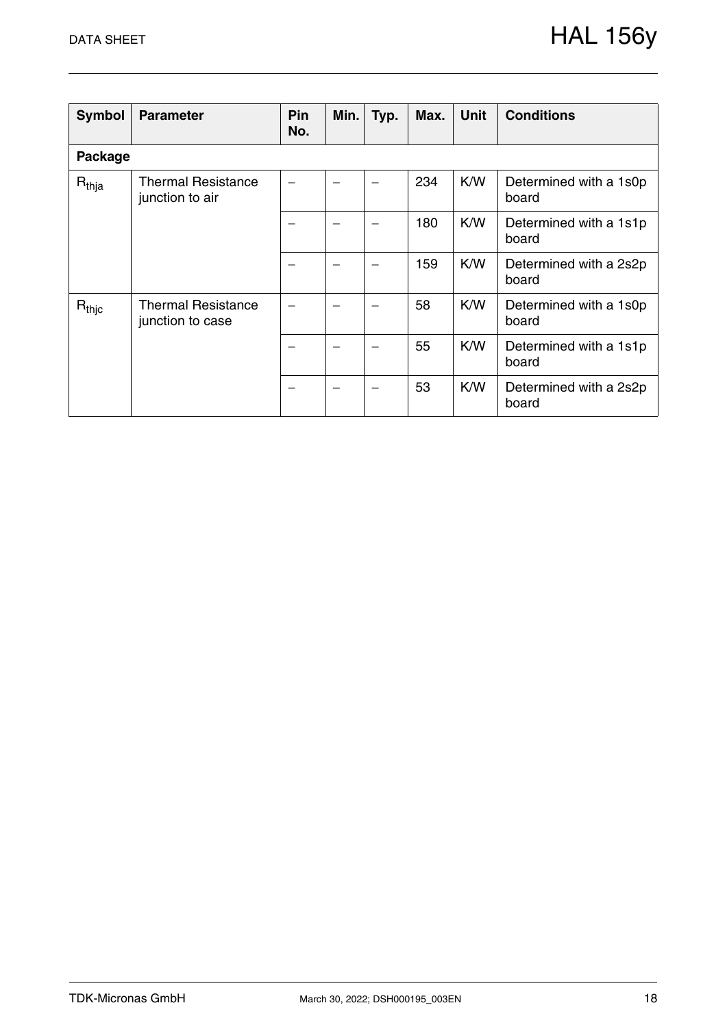| Symbol | Parameter | Pin No. | Min. | Typ. | Max. | Unit | Conditions |
|---|---|---|---|---|---|---|---|
| **Package** | | | | | | | |
| $R_{thja}$ | Thermal Resistance junction to air | – | – | – | 234 | K/W | Determined with a 1s0p board |
| | | – | – | – | 180 | K/W | Determined with a 1s1p board |
| | | – | – | – | 159 | K/W | Determined with a 2s2p board |
| $R_{thjc}$ | Thermal Resistance junction to case | – | – | – | 58 | K/W | Determined with a 1s0p board |
| | | – | – | – | 55 | K/W | Determined with a 1s1p board |
| | | – | – | – | 53 | K/W | Determined with a 2s2p board |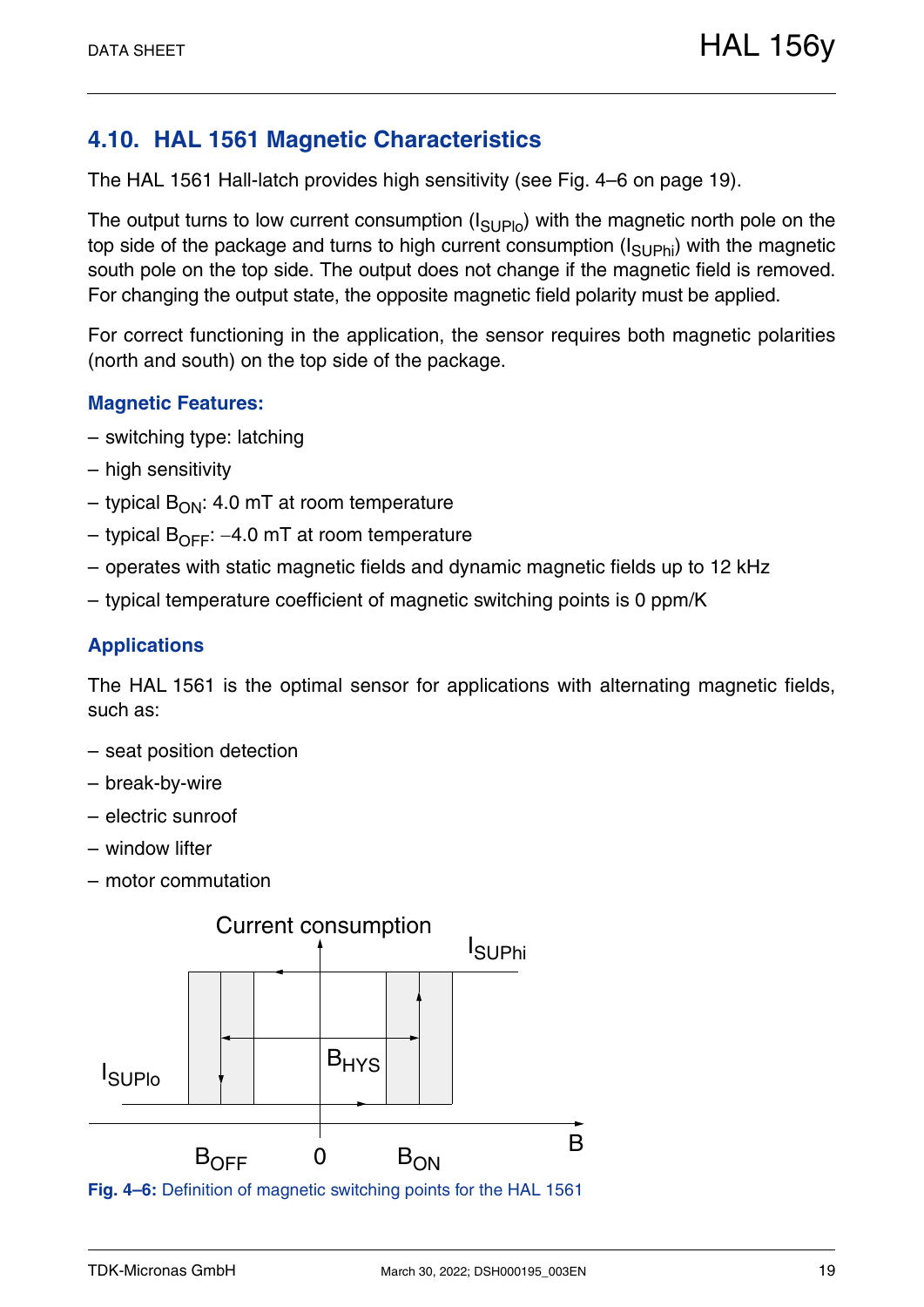## 4.10. HAL 1561 Magnetic Characteristics

The HAL 1561 Hall-latch provides high sensitivity (see Fig. 4–6 on page 19).

The output turns to low current consumption ($I_{SUPlo}$) with the magnetic north pole on the top side of the package and turns to high current consumption ($I_{SUPhi}$) with the magnetic south pole on the top side. The output does not change if the magnetic field is removed. For changing the output state, the opposite magnetic field polarity must be applied.

For correct functioning in the application, the sensor requires both magnetic polarities (north and south) on the top side of the package.

### Magnetic Features:

– switching type: latching

– high sensitivity

– typical $B_{ON}$: 4.0 mT at room temperature

– typical $B_{OFF}$: −4.0 mT at room temperature

– operates with static magnetic fields and dynamic magnetic fields up to 12 kHz

– typical temperature coefficient of magnetic switching points is 0 ppm/K

### Applications

The HAL 1561 is the optimal sensor for applications with alternating magnetic fields, such as:

– seat position detection

– break-by-wire

– electric sunroof

– window lifter

– motor commutation

Current consumption

$I_{SUPhi}$

$I_{SUPlo}$

$B_{HYS}$

$B_{OFF}$ 0 $B_{ON}$ B

**Fig. 4–6:** Definition of magnetic switching points for the HAL 1561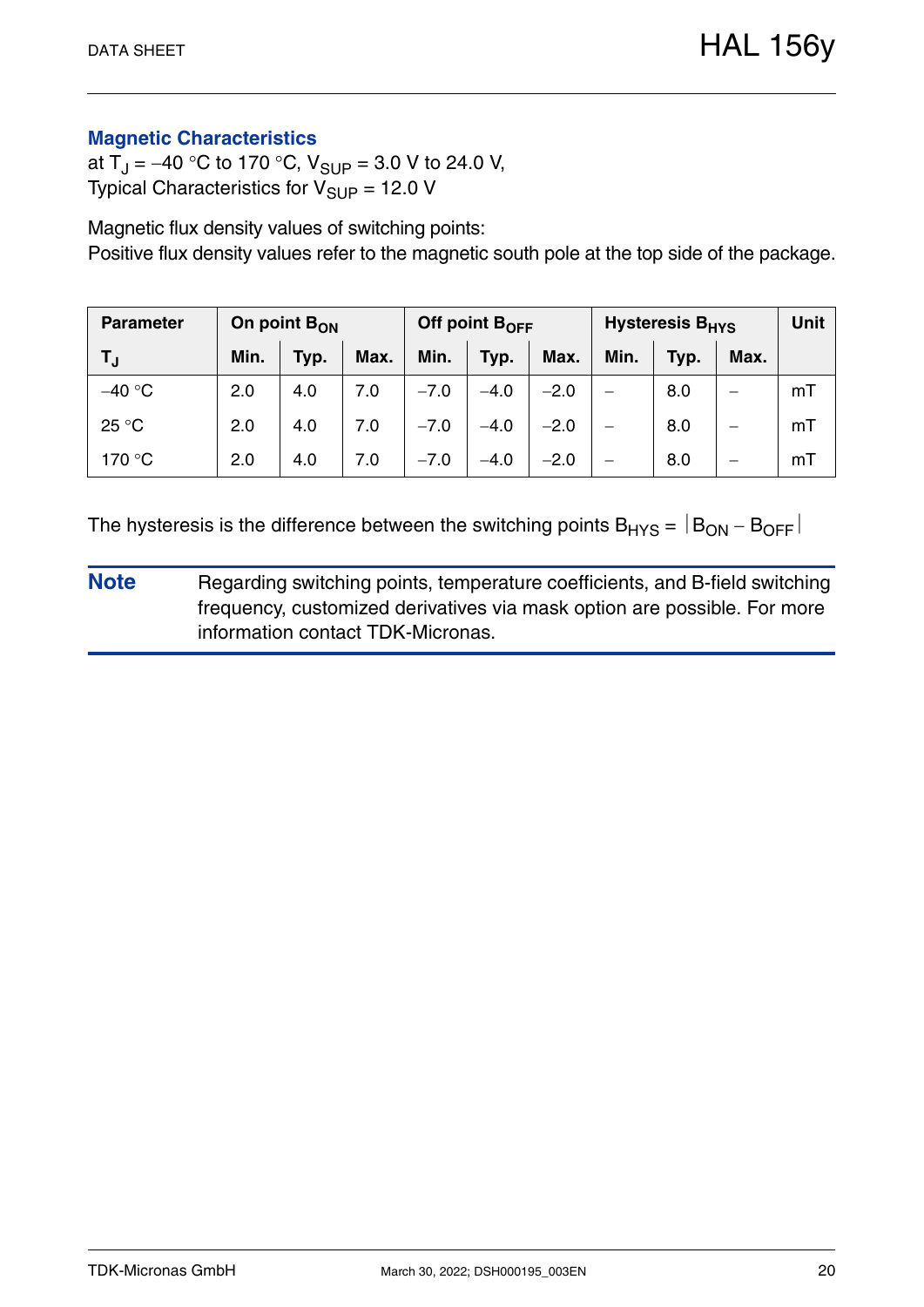## Magnetic Characteristics

at $T_J$ = −40 °C to 170 °C, $V_{SUP}$ = 3.0 V to 24.0 V,
Typical Characteristics for $V_{SUP}$ = 12.0 V

Magnetic flux density values of switching points:
Positive flux density values refer to the magnetic south pole at the top side of the package.

| Parameter | On point $B_{ON}$ | | | Off point $B_{OFF}$ | | | Hysteresis $B_{HYS}$ | | | Unit |
|---|---|---|---|---|---|---|---|---|---|---|
| $T_J$ | Min. | Typ. | Max. | Min. | Typ. | Max. | Min. | Typ. | Max. | |
| −40 °C | 2.0 | 4.0 | 7.0 | −7.0 | −4.0 | −2.0 | – | 8.0 | – | mT |
| 25 °C | 2.0 | 4.0 | 7.0 | −7.0 | −4.0 | −2.0 | – | 8.0 | – | mT |
| 170 °C | 2.0 | 4.0 | 7.0 | −7.0 | −4.0 | −2.0 | – | 8.0 | – | mT |

The hysteresis is the difference between the switching points $B_{HYS} = |B_{ON} - B_{OFF}|$

**Note** Regarding switching points, temperature coefficients, and B-field switching frequency, customized derivatives via mask option are possible. For more information contact TDK-Micronas.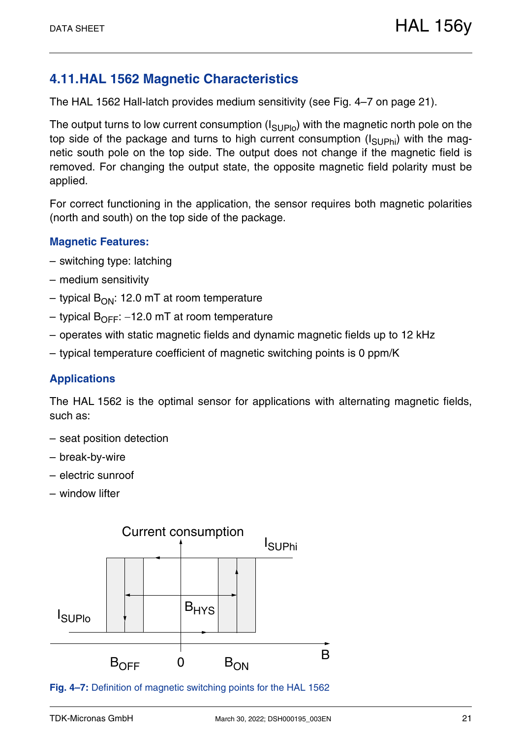## 4.11. HAL 1562 Magnetic Characteristics

The HAL 1562 Hall-latch provides medium sensitivity (see Fig. 4–7 on page 21).

The output turns to low current consumption ($I_{SUPlo}$) with the magnetic north pole on the top side of the package and turns to high current consumption ($I_{SUPhi}$) with the magnetic south pole on the top side. The output does not change if the magnetic field is removed. For changing the output state, the opposite magnetic field polarity must be applied.

For correct functioning in the application, the sensor requires both magnetic polarities (north and south) on the top side of the package.

### Magnetic Features:

– switching type: latching

– medium sensitivity

– typical $B_{ON}$: 12.0 mT at room temperature

– typical $B_{OFF}$: −12.0 mT at room temperature

– operates with static magnetic fields and dynamic magnetic fields up to 12 kHz

– typical temperature coefficient of magnetic switching points is 0 ppm/K

### Applications

The HAL 1562 is the optimal sensor for applications with alternating magnetic fields, such as:

– seat position detection

– break-by-wire

– electric sunroof

– window lifter

**Fig. 4–7:** Definition of magnetic switching points for the HAL 1562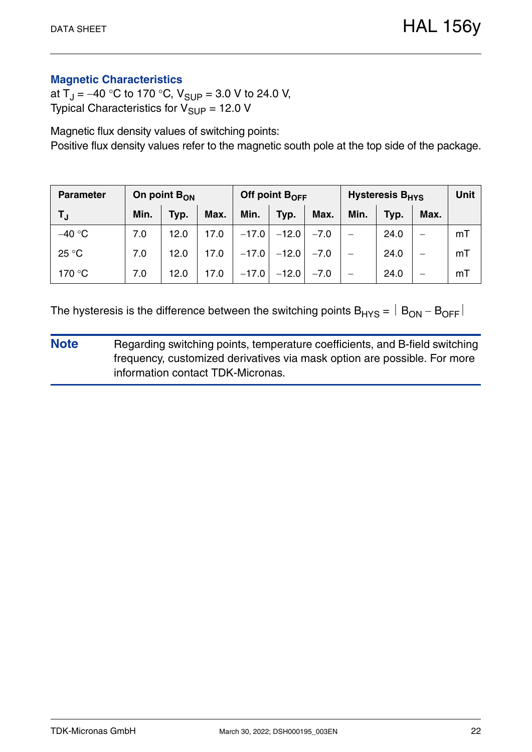## Magnetic Characteristics

at $T_J$ = –40 °C to 170 °C, $V_{SUP}$ = 3.0 V to 24.0 V,
Typical Characteristics for $V_{SUP}$ = 12.0 V

Magnetic flux density values of switching points:
Positive flux density values refer to the magnetic south pole at the top side of the package.

| Parameter | On point $B_{ON}$ | | | Off point $B_{OFF}$ | | | Hysteresis $B_{HYS}$ | | | Unit |
|---|---|---|---|---|---|---|---|---|---|---|
| $T_J$ | Min. | Typ. | Max. | Min. | Typ. | Max. | Min. | Typ. | Max. | |
| –40 °C | 7.0 | 12.0 | 17.0 | –17.0 | –12.0 | –7.0 | – | 24.0 | – | mT |
| 25 °C | 7.0 | 12.0 | 17.0 | –17.0 | –12.0 | –7.0 | – | 24.0 | – | mT |
| 170 °C | 7.0 | 12.0 | 17.0 | –17.0 | –12.0 | –7.0 | – | 24.0 | – | mT |

The hysteresis is the difference between the switching points $B_{HYS} = |B_{ON} - B_{OFF}|$

**Note** Regarding switching points, temperature coefficients, and B-field switching frequency, customized derivatives via mask option are possible. For more information contact TDK-Micronas.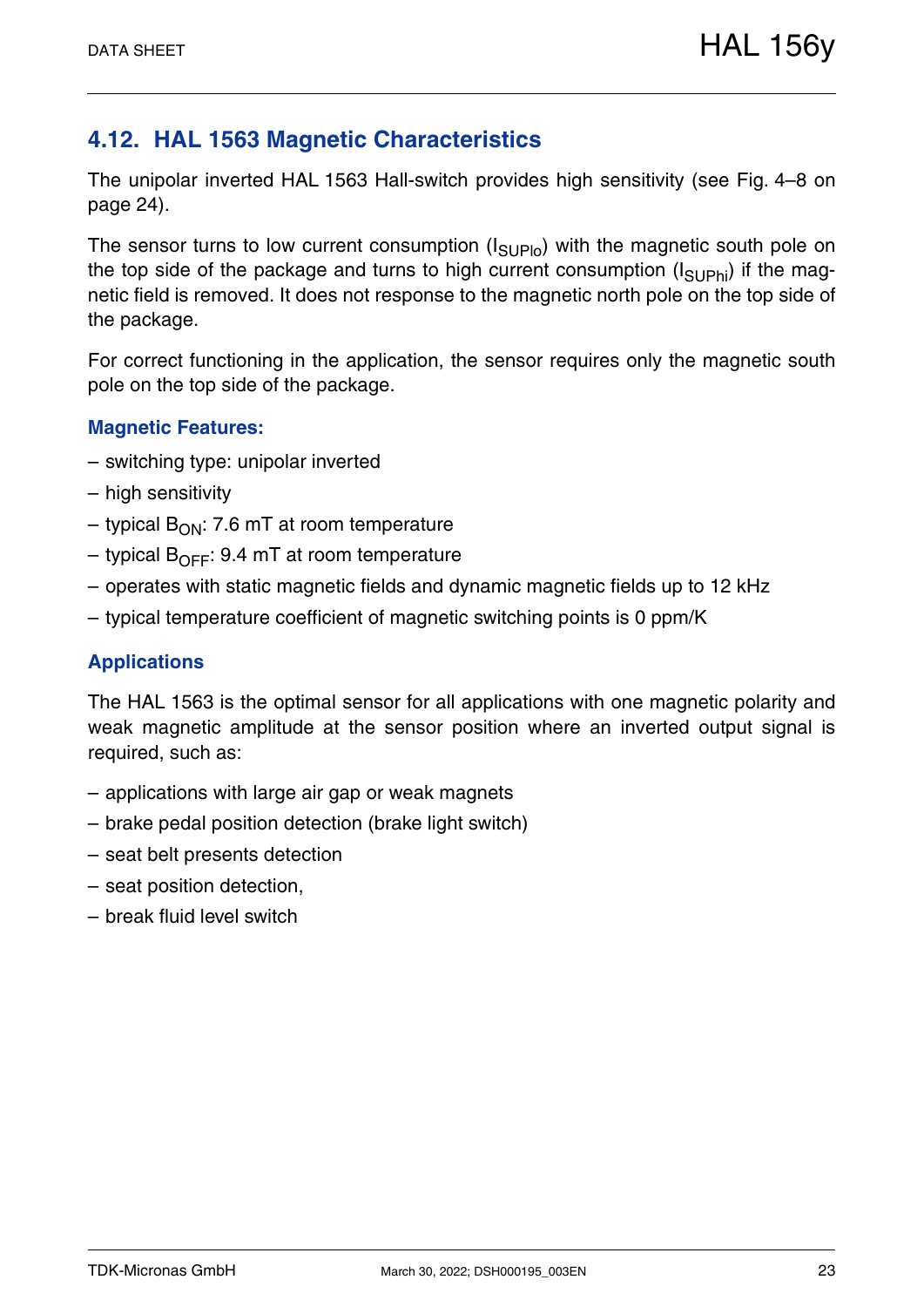## 4.12. HAL 1563 Magnetic Characteristics

The unipolar inverted HAL 1563 Hall-switch provides high sensitivity (see Fig. 4–8 on page 24).

The sensor turns to low current consumption ($I_{SUPlo}$) with the magnetic south pole on the top side of the package and turns to high current consumption ($I_{SUPhi}$) if the magnetic field is removed. It does not response to the magnetic north pole on the top side of the package.

For correct functioning in the application, the sensor requires only the magnetic south pole on the top side of the package.

### Magnetic Features:

- switching type: unipolar inverted
- high sensitivity
- typical $B_{ON}$: 7.6 mT at room temperature
- typical $B_{OFF}$: 9.4 mT at room temperature
- operates with static magnetic fields and dynamic magnetic fields up to 12 kHz
- typical temperature coefficient of magnetic switching points is 0 ppm/K

### Applications

The HAL 1563 is the optimal sensor for all applications with one magnetic polarity and weak magnetic amplitude at the sensor position where an inverted output signal is required, such as:

- applications with large air gap or weak magnets
- brake pedal position detection (brake light switch)
- seat belt presents detection
- seat position detection,
- break fluid level switch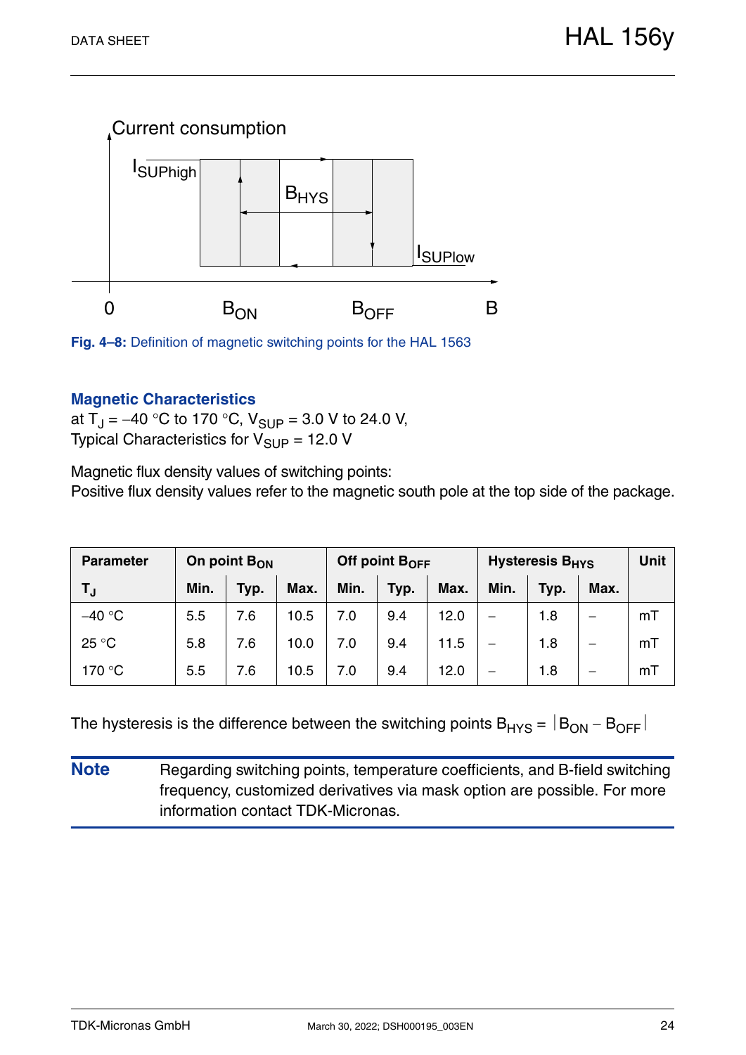Current consumption

$I_{SUPhigh}$

$B_{HYS}$

$I_{SUPlow}$

0 $B_{ON}$ $B_{OFF}$ B

**Fig. 4–8:** Definition of magnetic switching points for the HAL 1563

## Magnetic Characteristics

at $T_J$ = –40 °C to 170 °C, $V_{SUP}$ = 3.0 V to 24.0 V,
Typical Characteristics for $V_{SUP}$ = 12.0 V

Magnetic flux density values of switching points:
Positive flux density values refer to the magnetic south pole at the top side of the package.

| Parameter | On point $B_{ON}$ | | | Off point $B_{OFF}$ | | | Hysteresis $B_{HYS}$ | | | Unit |
|---|---|---|---|---|---|---|---|---|---|---|
| $T_J$ | Min. | Typ. | Max. | Min. | Typ. | Max. | Min. | Typ. | Max. | |
| –40 °C | 5.5 | 7.6 | 10.5 | 7.0 | 9.4 | 12.0 | – | 1.8 | – | mT |
| 25 °C | 5.8 | 7.6 | 10.0 | 7.0 | 9.4 | 11.5 | – | 1.8 | – | mT |
| 170 °C | 5.5 | 7.6 | 10.5 | 7.0 | 9.4 | 12.0 | – | 1.8 | – | mT |

The hysteresis is the difference between the switching points $B_{HYS} = |B_{ON} - B_{OFF}|$

**Note** Regarding switching points, temperature coefficients, and B-field switching frequency, customized derivatives via mask option are possible. For more information contact TDK-Micronas.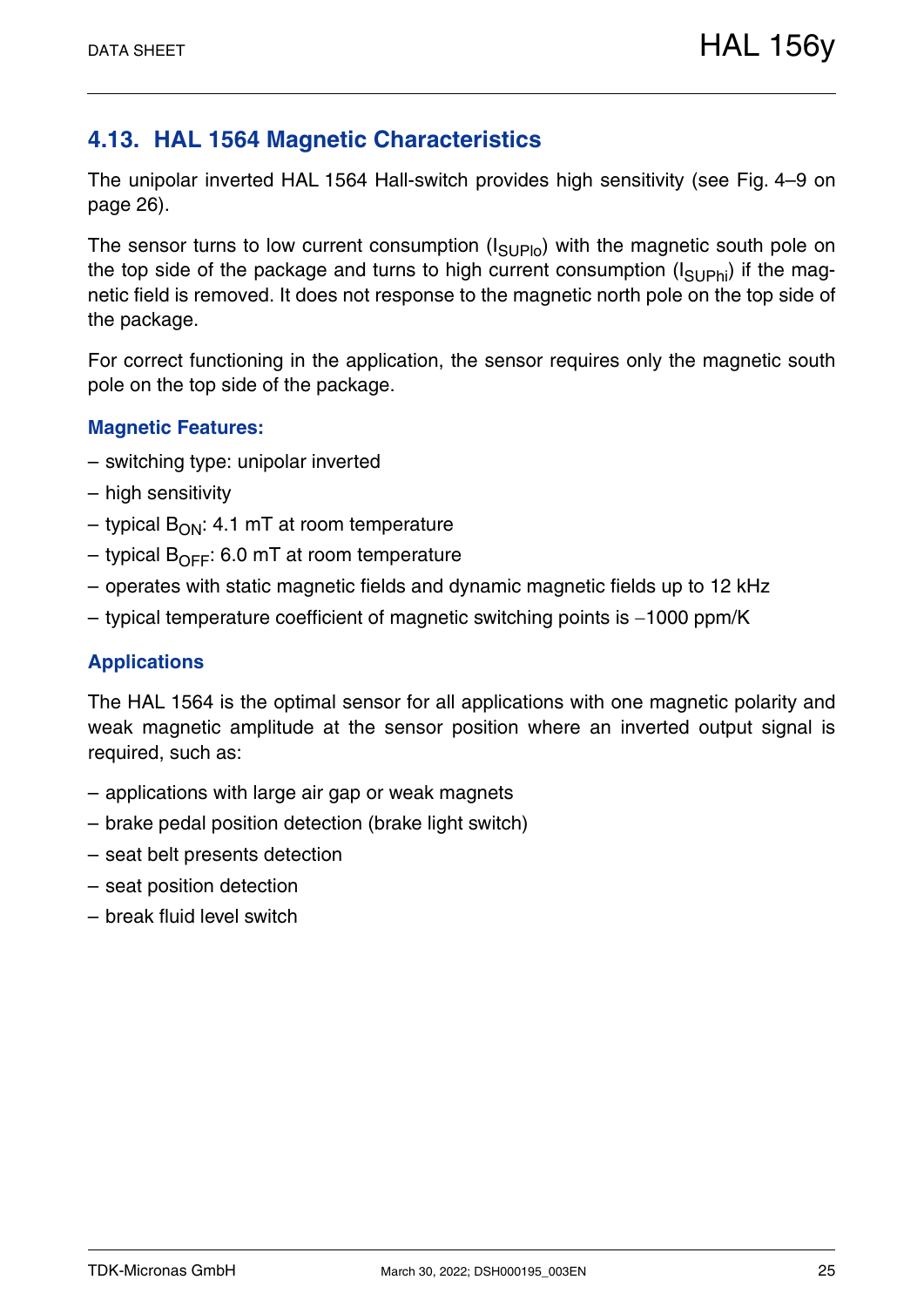## 4.13. HAL 1564 Magnetic Characteristics

The unipolar inverted HAL 1564 Hall-switch provides high sensitivity (see Fig. 4–9 on page 26).

The sensor turns to low current consumption ($I_{SUPlo}$) with the magnetic south pole on the top side of the package and turns to high current consumption ($I_{SUPhi}$) if the magnetic field is removed. It does not response to the magnetic north pole on the top side of the package.

For correct functioning in the application, the sensor requires only the magnetic south pole on the top side of the package.

### Magnetic Features:

– switching type: unipolar inverted

– high sensitivity

– typical $B_{ON}$: 4.1 mT at room temperature

– typical $B_{OFF}$: 6.0 mT at room temperature

– operates with static magnetic fields and dynamic magnetic fields up to 12 kHz

– typical temperature coefficient of magnetic switching points is −1000 ppm/K

### Applications

The HAL 1564 is the optimal sensor for all applications with one magnetic polarity and weak magnetic amplitude at the sensor position where an inverted output signal is required, such as:

– applications with large air gap or weak magnets

– brake pedal position detection (brake light switch)

– seat belt presents detection

– seat position detection

– break fluid level switch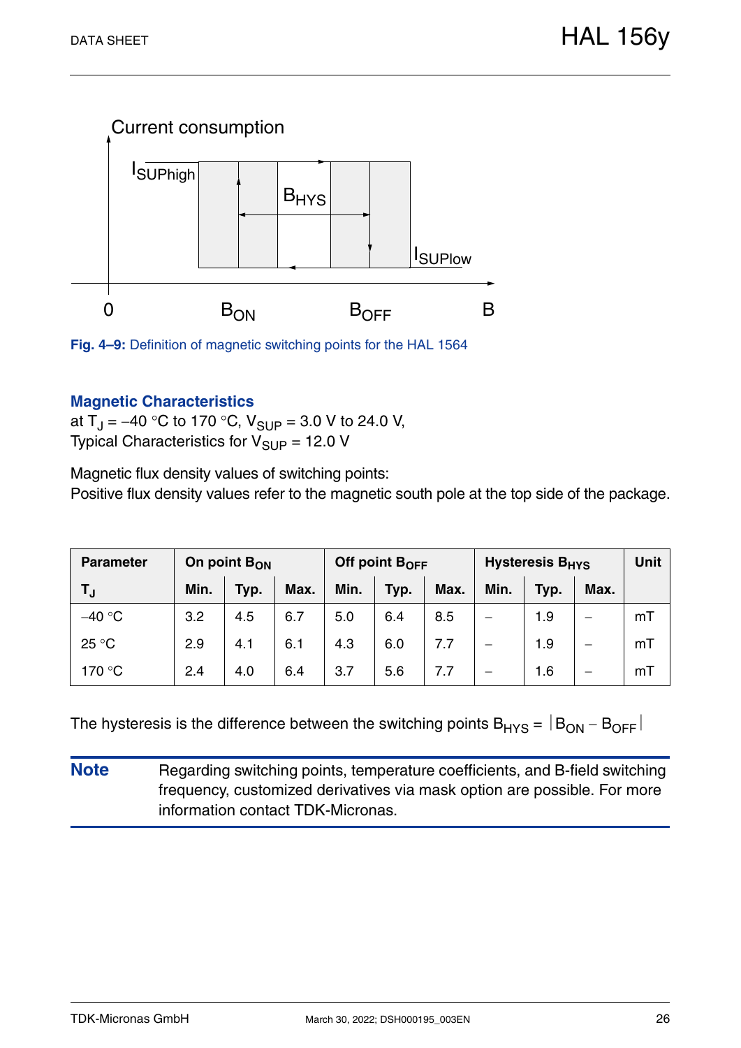Current consumption

$I_{SUPhigh}$

$B_{HYS}$

$I_{SUPlow}$

0 $B_{ON}$ $B_{OFF}$ B

**Fig. 4–9:** Definition of magnetic switching points for the HAL 1564

### Magnetic Characteristics

at $T_J$ = –40 °C to 170 °C, $V_{SUP}$ = 3.0 V to 24.0 V,
Typical Characteristics for $V_{SUP}$ = 12.0 V

Magnetic flux density values of switching points:
Positive flux density values refer to the magnetic south pole at the top side of the package.

| Parameter | On point $B_{ON}$ | | | Off point $B_{OFF}$ | | | Hysteresis $B_{HYS}$ | | | Unit |
|---|---|---|---|---|---|---|---|---|---|---|
| $T_J$ | Min. | Typ. | Max. | Min. | Typ. | Max. | Min. | Typ. | Max. | |
| –40 °C | 3.2 | 4.5 | 6.7 | 5.0 | 6.4 | 8.5 | – | 1.9 | – | mT |
| 25 °C | 2.9 | 4.1 | 6.1 | 4.3 | 6.0 | 7.7 | – | 1.9 | – | mT |
| 170 °C | 2.4 | 4.0 | 6.4 | 3.7 | 5.6 | 7.7 | – | 1.6 | – | mT |

The hysteresis is the difference between the switching points $B_{HYS} = |B_{ON} - B_{OFF}|$

**Note** Regarding switching points, temperature coefficients, and B-field switching frequency, customized derivatives via mask option are possible. For more information contact TDK-Micronas.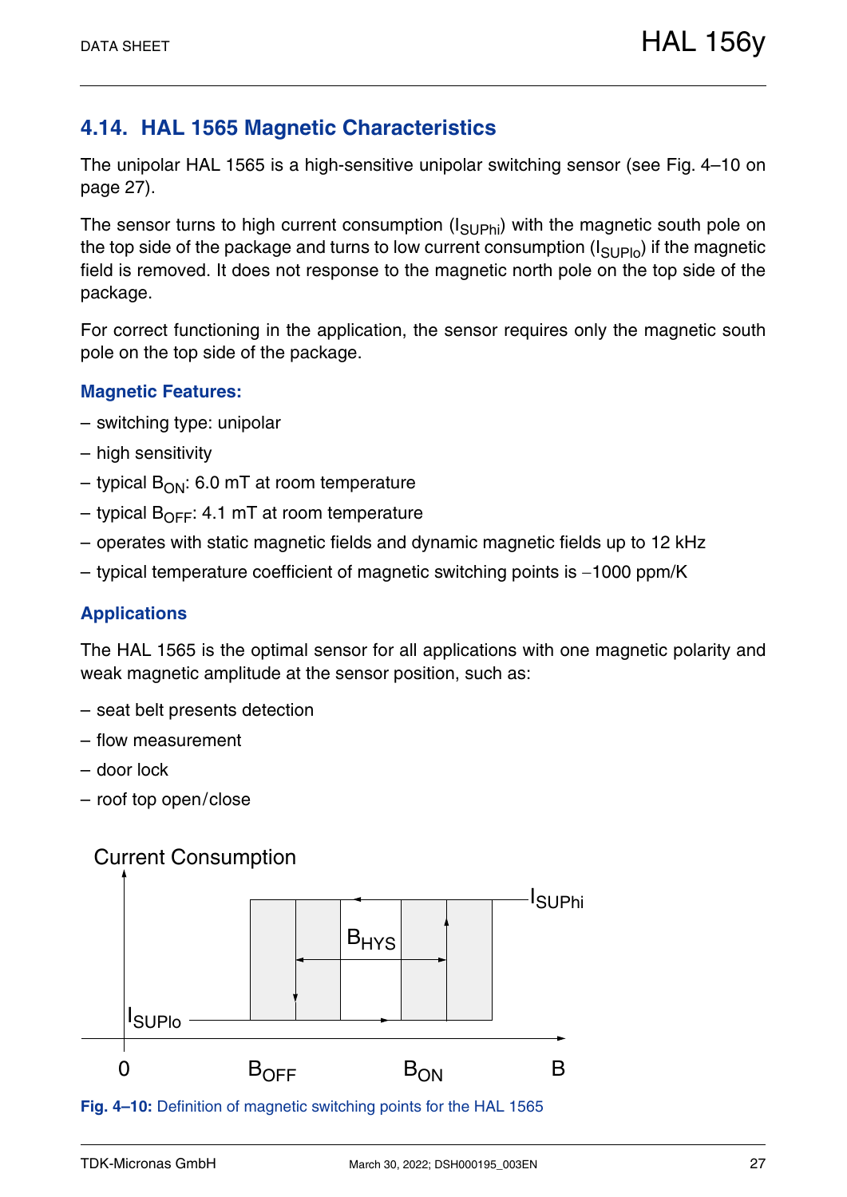## 4.14. HAL 1565 Magnetic Characteristics

The unipolar HAL 1565 is a high-sensitive unipolar switching sensor (see Fig. 4–10 on page 27).

The sensor turns to high current consumption ($I_{SUPhi}$) with the magnetic south pole on the top side of the package and turns to low current consumption ($I_{SUPlo}$) if the magnetic field is removed. It does not response to the magnetic north pole on the top side of the package.

For correct functioning in the application, the sensor requires only the magnetic south pole on the top side of the package.

### Magnetic Features:

– switching type: unipolar

– high sensitivity

– typical $B_{ON}$: 6.0 mT at room temperature

– typical $B_{OFF}$: 4.1 mT at room temperature

– operates with static magnetic fields and dynamic magnetic fields up to 12 kHz

– typical temperature coefficient of magnetic switching points is −1000 ppm/K

### Applications

The HAL 1565 is the optimal sensor for all applications with one magnetic polarity and weak magnetic amplitude at the sensor position, such as:

– seat belt presents detection

– flow measurement

– door lock

– roof top open/close

Current Consumption

$I_{SUPhi}$

$B_{HYS}$

$I_{SUPlo}$

0 $B_{OFF}$ $B_{ON}$ B

**Fig. 4–10:** Definition of magnetic switching points for the HAL 1565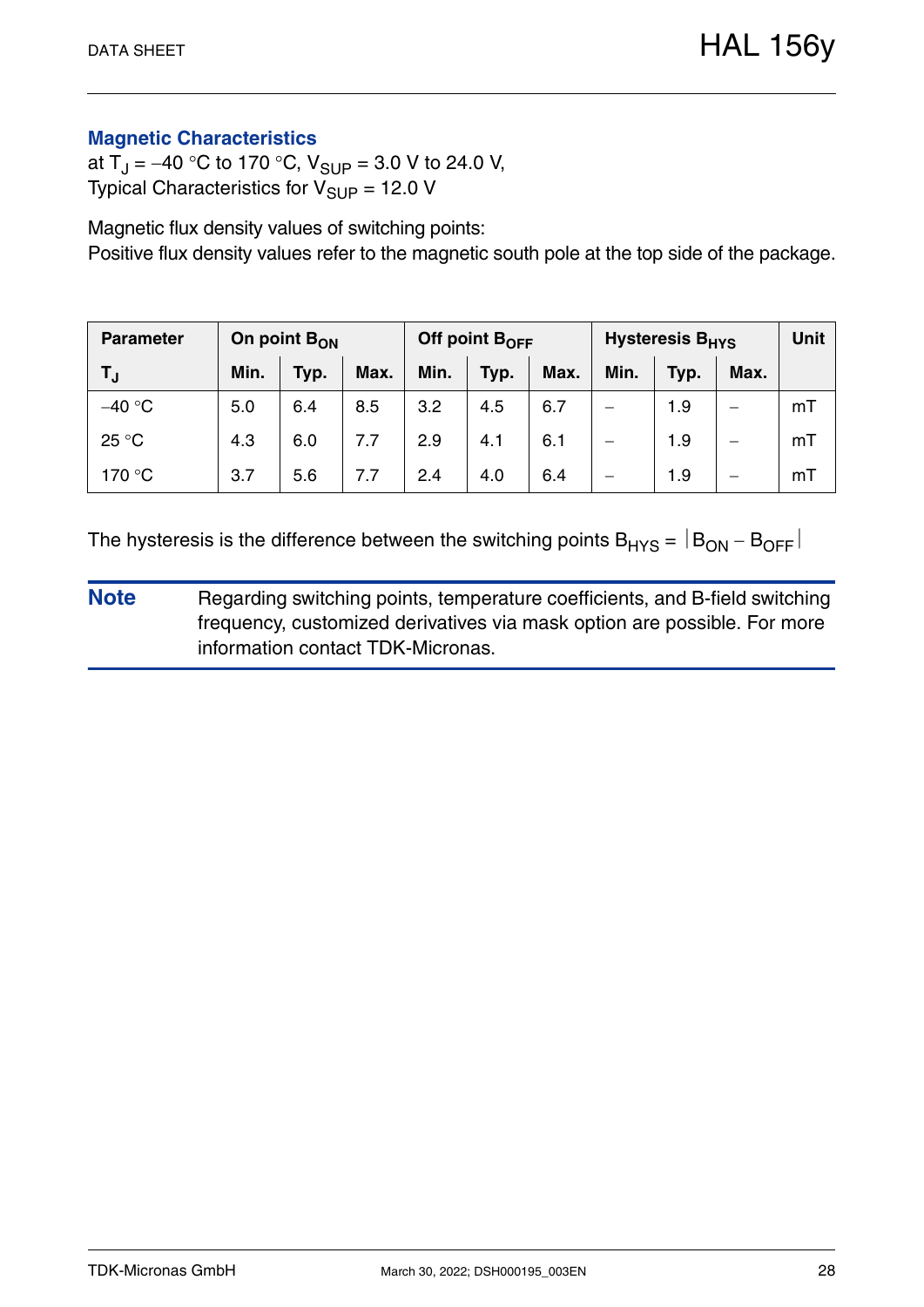### Magnetic Characteristics

at $T_J$ = −40 °C to 170 °C, $V_{SUP}$ = 3.0 V to 24.0 V,
Typical Characteristics for $V_{SUP}$ = 12.0 V

Magnetic flux density values of switching points:
Positive flux density values refer to the magnetic south pole at the top side of the package.

| Parameter | On point $B_{ON}$ | | | Off point $B_{OFF}$ | | | Hysteresis $B_{HYS}$ | | | Unit |
|---|---|---|---|---|---|---|---|---|---|---|
| $T_J$ | Min. | Typ. | Max. | Min. | Typ. | Max. | Min. | Typ. | Max. | |
| −40 °C | 5.0 | 6.4 | 8.5 | 3.2 | 4.5 | 6.7 | – | 1.9 | – | mT |
| 25 °C | 4.3 | 6.0 | 7.7 | 2.9 | 4.1 | 6.1 | – | 1.9 | – | mT |
| 170 °C | 3.7 | 5.6 | 7.7 | 2.4 | 4.0 | 6.4 | – | 1.9 | – | mT |

The hysteresis is the difference between the switching points $B_{HYS} = |B_{ON} - B_{OFF}|$

**Note** Regarding switching points, temperature coefficients, and B-field switching frequency, customized derivatives via mask option are possible. For more information contact TDK-Micronas.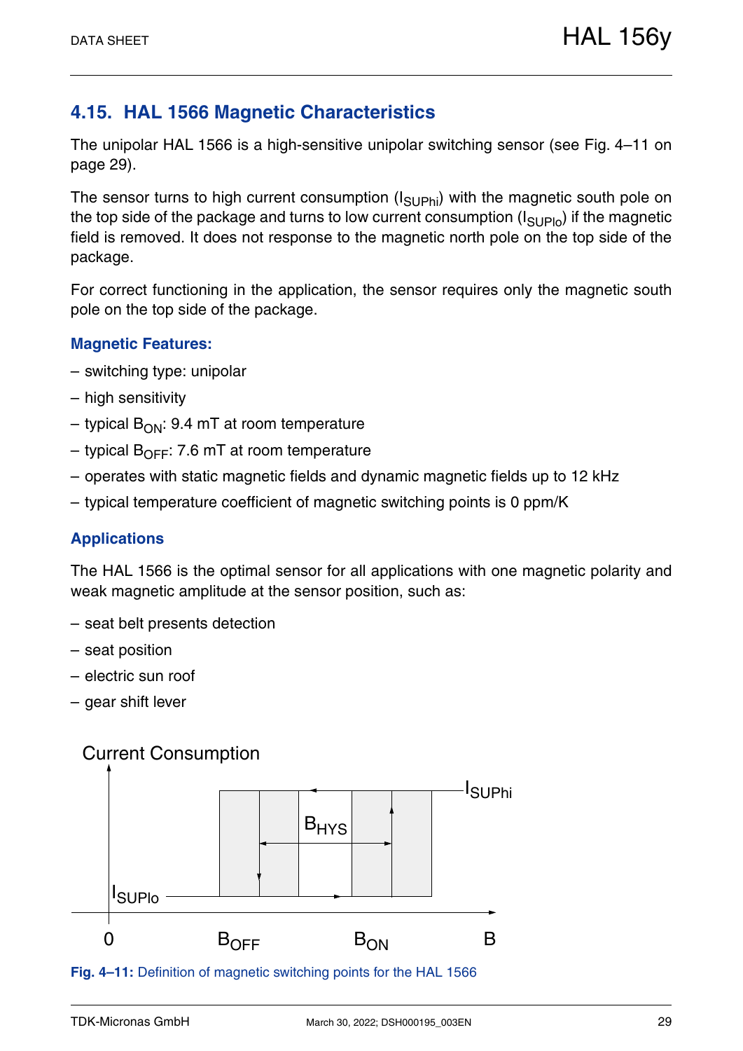## 4.15. HAL 1566 Magnetic Characteristics

The unipolar HAL 1566 is a high-sensitive unipolar switching sensor (see Fig. 4–11 on page 29).

The sensor turns to high current consumption ($I_{SUPhi}$) with the magnetic south pole on the top side of the package and turns to low current consumption ($I_{SUPlo}$) if the magnetic field is removed. It does not response to the magnetic north pole on the top side of the package.

For correct functioning in the application, the sensor requires only the magnetic south pole on the top side of the package.

### Magnetic Features:

– switching type: unipolar

– high sensitivity

– typical $B_{ON}$: 9.4 mT at room temperature

– typical $B_{OFF}$: 7.6 mT at room temperature

– operates with static magnetic fields and dynamic magnetic fields up to 12 kHz

– typical temperature coefficient of magnetic switching points is 0 ppm/K

### Applications

The HAL 1566 is the optimal sensor for all applications with one magnetic polarity and weak magnetic amplitude at the sensor position, such as:

– seat belt presents detection

– seat position

– electric sun roof

– gear shift lever

Current Consumption

$I_{SUPhi}$

$B_{HYS}$

$I_{SUPlo}$

0 $B_{OFF}$ $B_{ON}$ B

**Fig. 4–11:** Definition of magnetic switching points for the HAL 1566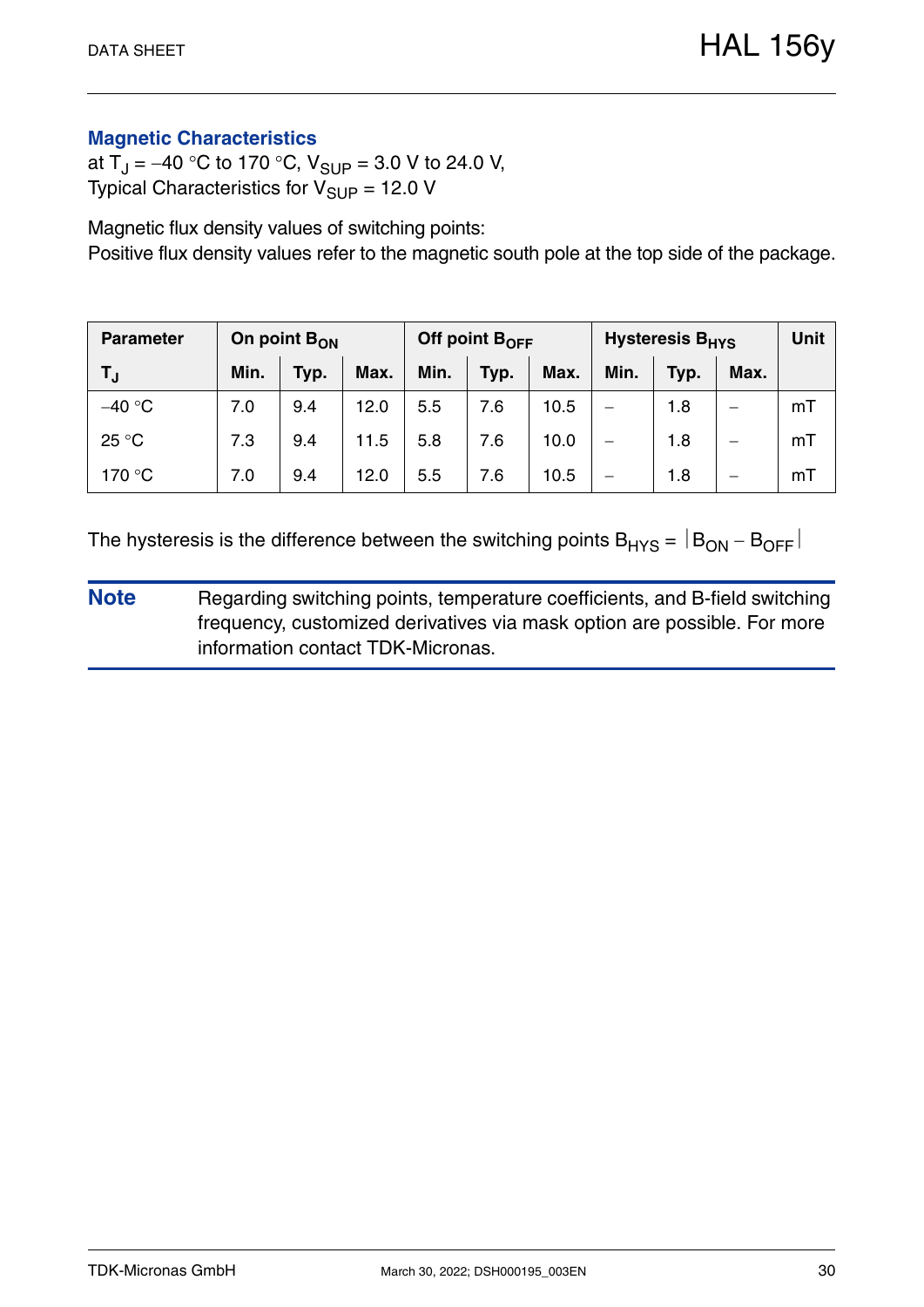### Magnetic Characteristics

at $T_J = -40$ °C to 170 °C, $V_{SUP} = 3.0$ V to 24.0 V,
Typical Characteristics for $V_{SUP} = 12.0$ V

Magnetic flux density values of switching points:
Positive flux density values refer to the magnetic south pole at the top side of the package.

| Parameter | On point $B_{ON}$ | | | Off point $B_{OFF}$ | | | Hysteresis $B_{HYS}$ | | | Unit |
|---|---|---|---|---|---|---|---|---|---|---|
| $T_J$ | Min. | Typ. | Max. | Min. | Typ. | Max. | Min. | Typ. | Max. | |
| −40 °C | 7.0 | 9.4 | 12.0 | 5.5 | 7.6 | 10.5 | – | 1.8 | – | mT |
| 25 °C | 7.3 | 9.4 | 11.5 | 5.8 | 7.6 | 10.0 | – | 1.8 | – | mT |
| 170 °C | 7.0 | 9.4 | 12.0 | 5.5 | 7.6 | 10.5 | – | 1.8 | – | mT |

The hysteresis is the difference between the switching points $B_{HYS} = |B_{ON} - B_{OFF}|$

**Note** Regarding switching points, temperature coefficients, and B-field switching frequency, customized derivatives via mask option are possible. For more information contact TDK-Micronas.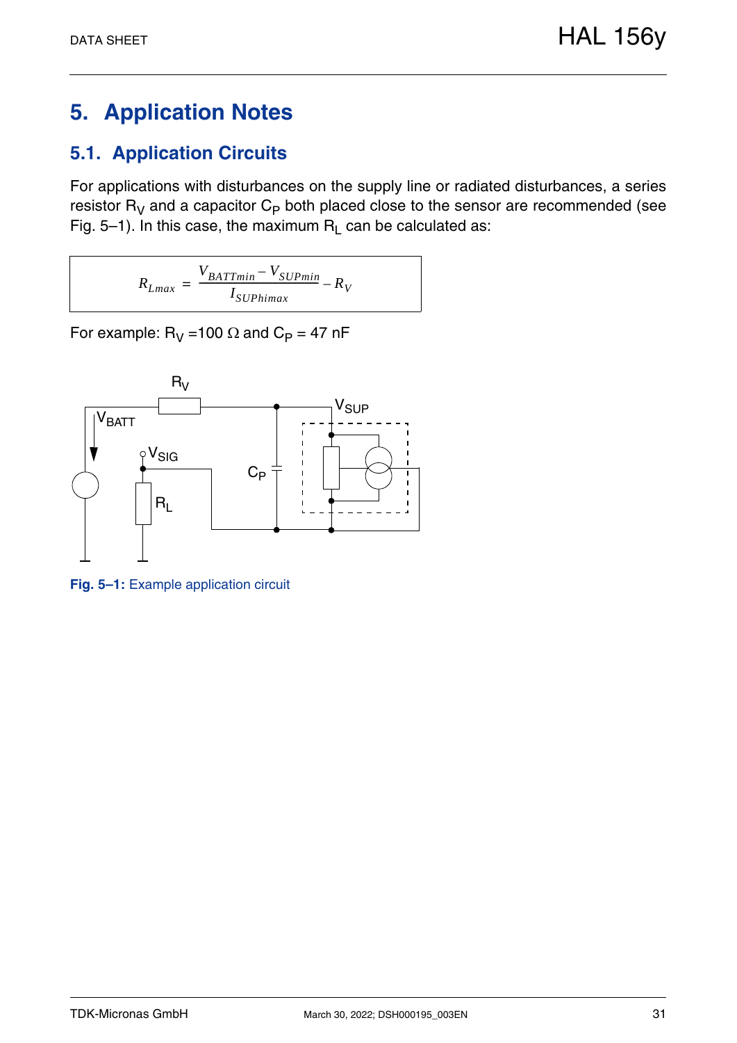# 5. Application Notes

## 5.1. Application Circuits

For applications with disturbances on the supply line or radiated disturbances, a series resistor $R_V$ and a capacitor $C_P$ both placed close to the sensor are recommended (see Fig. 5–1). In this case, the maximum $R_L$ can be calculated as:

$$R_{Lmax} = \frac{V_{BATTmin} - V_{SUPmin}}{I_{SUPhimax}} - R_V$$

For example: $R_V$ =100 Ω and $C_P$ = 47 nF

**Fig. 5–1:** Example application circuit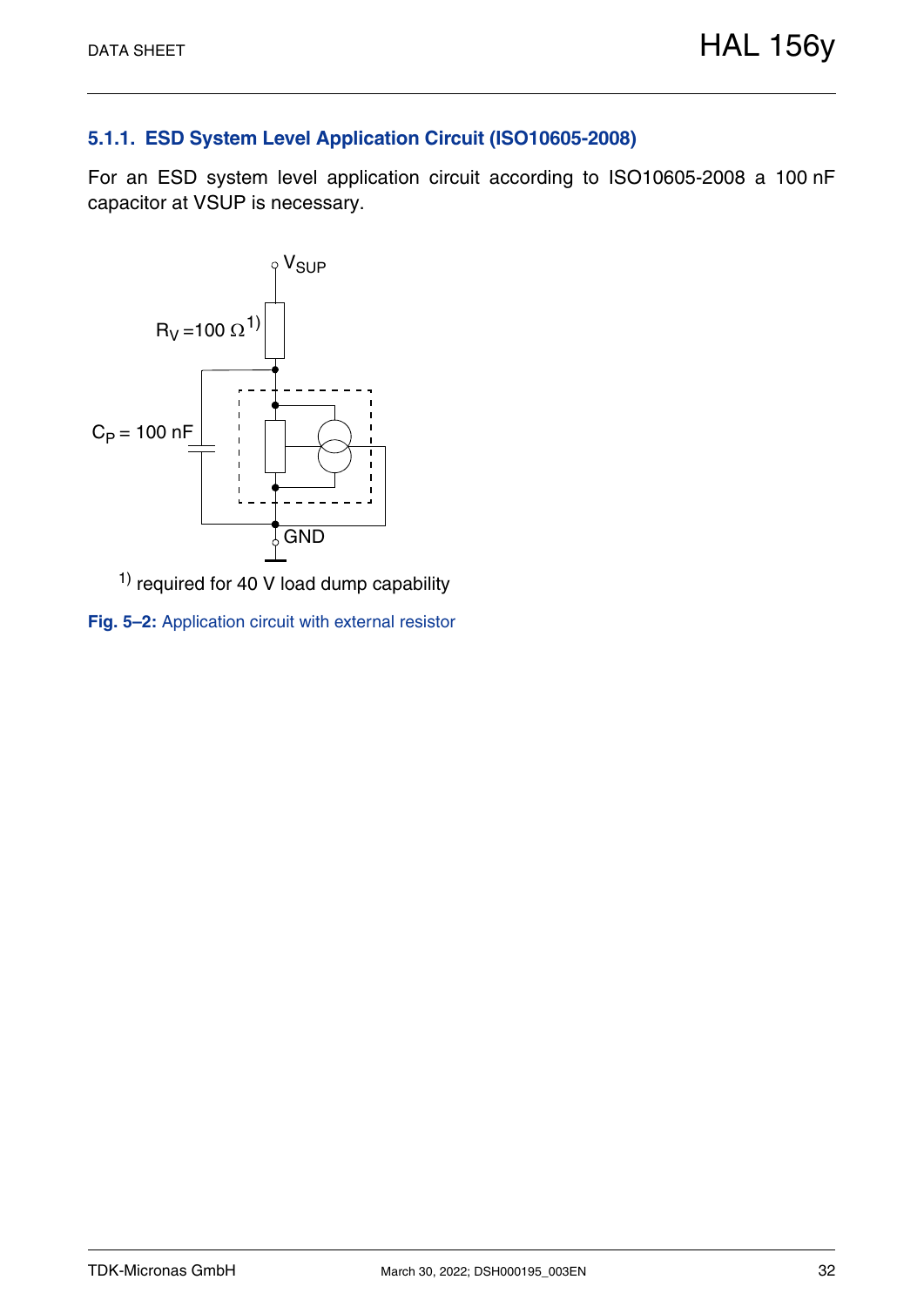### 5.1.1. ESD System Level Application Circuit (ISO10605-2008)

For an ESD system level application circuit according to ISO10605-2008 a 100 nF capacitor at VSUP is necessary.

$V_{SUP}$

$R_V$ =100 Ω[1)]

$C_P$ = 100 nF

GND

[1)] required for 40 V load dump capability

**Fig. 5–2:** Application circuit with external resistor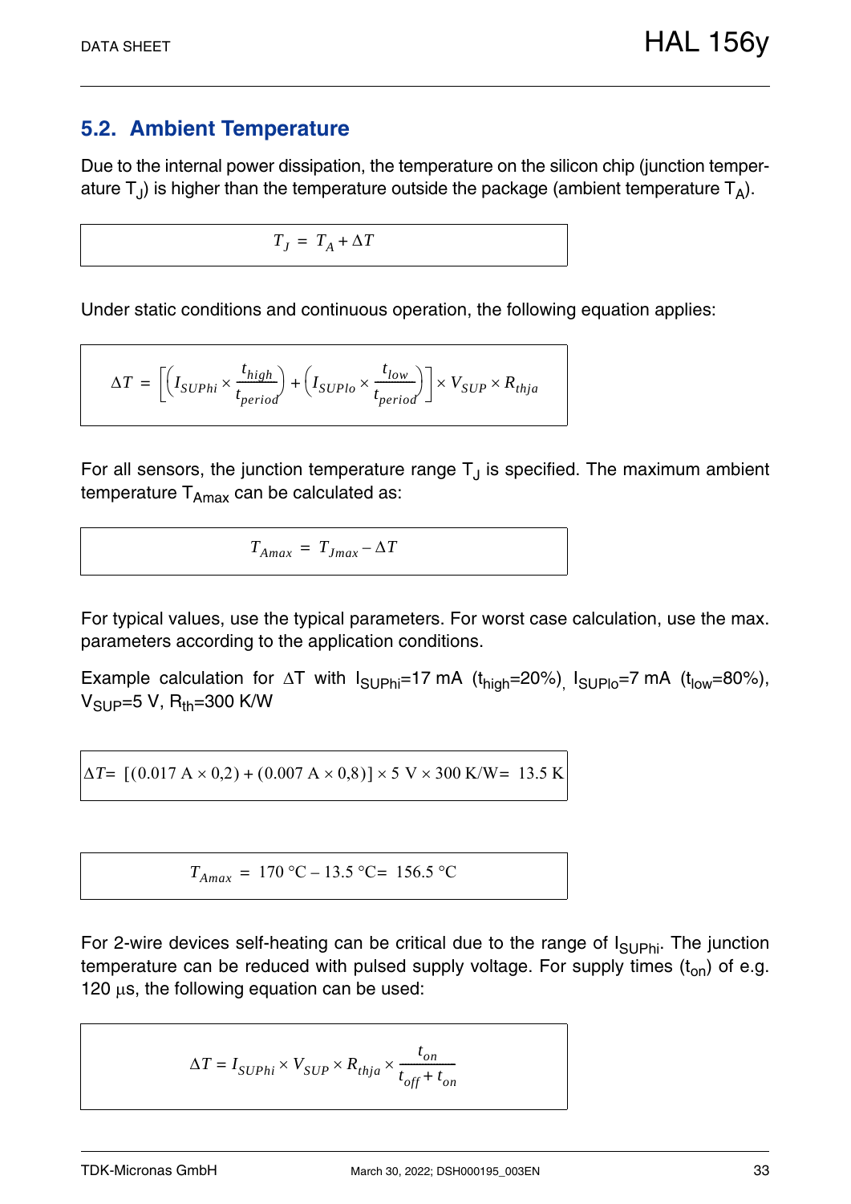## 5.2. Ambient Temperature

Due to the internal power dissipation, the temperature on the silicon chip (junction temperature $T_J$) is higher than the temperature outside the package (ambient temperature $T_A$).

$$T_J = T_A + \Delta T$$

Under static conditions and continuous operation, the following equation applies:

$$\Delta T = \left[\left(I_{SUPhi} \times \frac{t_{high}}{t_{period}}\right) + \left(I_{SUPlo} \times \frac{t_{low}}{t_{period}}\right)\right] \times V_{SUP} \times R_{thja}$$

For all sensors, the junction temperature range $T_J$ is specified. The maximum ambient temperature $T_{Amax}$ can be calculated as:

$$T_{Amax} = T_{Jmax} - \Delta T$$

For typical values, use the typical parameters. For worst case calculation, use the max. parameters according to the application conditions.

Example calculation for $\Delta T$ with $I_{SUPhi}$=17 mA ($t_{high}$=20%), $I_{SUPlo}$=7 mA ($t_{low}$=80%), $V_{SUP}$=5 V, $R_{th}$=300 K/W

$$\Delta T = [(0.017\ \text{A} \times 0{,}2) + (0.007\ \text{A} \times 0{,}8)] \times 5\ \text{V} \times 300\ \text{K/W} = 13.5\ \text{K}$$

$$T_{Amax} = 170\ °\text{C} - 13.5\ °\text{C} = 156.5\ °\text{C}$$

For 2-wire devices self-heating can be critical due to the range of $I_{SUPhi}$. The junction temperature can be reduced with pulsed supply voltage. For supply times ($t_{on}$) of e.g. 120 µs, the following equation can be used:

$$\Delta T = I_{SUPhi} \times V_{SUP} \times R_{thja} \times \frac{t_{on}}{t_{off} + t_{on}}$$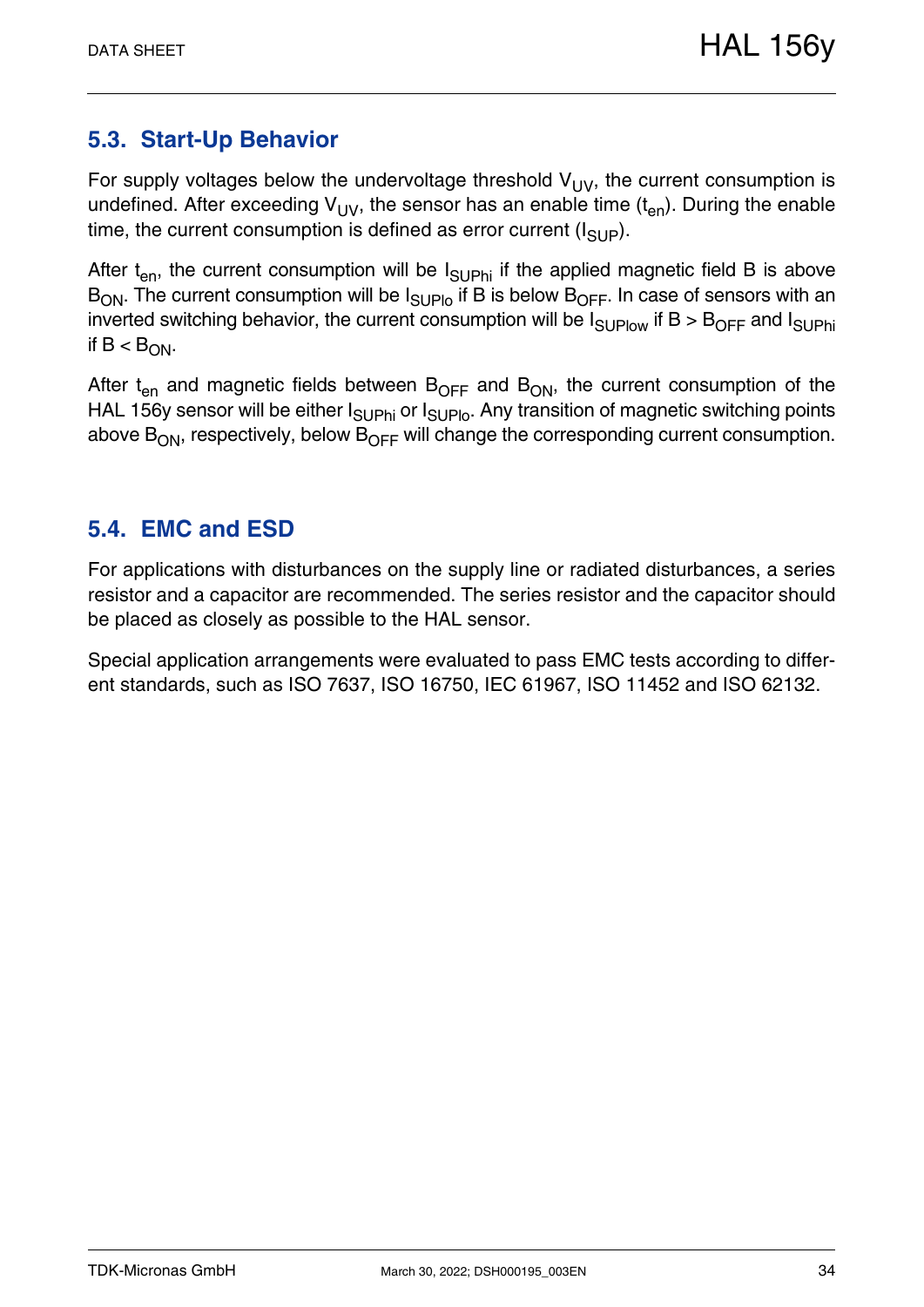## 5.3. Start-Up Behavior

For supply voltages below the undervoltage threshold $V_{UV}$, the current consumption is undefined. After exceeding $V_{UV}$, the sensor has an enable time ($t_{en}$). During the enable time, the current consumption is defined as error current ($I_{SUP}$).

After $t_{en}$, the current consumption will be $I_{SUPhi}$ if the applied magnetic field B is above $B_{ON}$. The current consumption will be $I_{SUPlo}$ if B is below $B_{OFF}$. In case of sensors with an inverted switching behavior, the current consumption will be $I_{SUPlow}$ if $B > B_{OFF}$ and $I_{SUPhi}$ if $B < B_{ON}$.

After $t_{en}$ and magnetic fields between $B_{OFF}$ and $B_{ON}$, the current consumption of the HAL 156y sensor will be either $I_{SUPhi}$ or $I_{SUPlo}$. Any transition of magnetic switching points above $B_{ON}$, respectively, below $B_{OFF}$ will change the corresponding current consumption.

## 5.4. EMC and ESD

For applications with disturbances on the supply line or radiated disturbances, a series resistor and a capacitor are recommended. The series resistor and the capacitor should be placed as closely as possible to the HAL sensor.

Special application arrangements were evaluated to pass EMC tests according to different standards, such as ISO 7637, ISO 16750, IEC 61967, ISO 11452 and ISO 62132.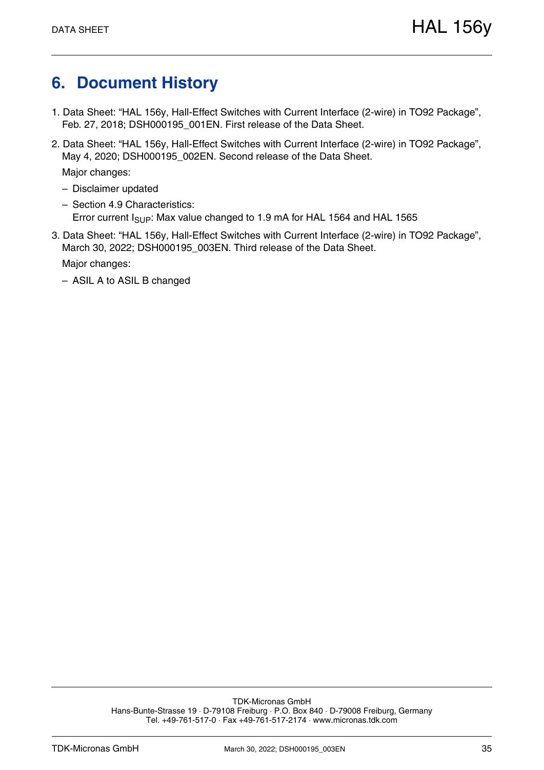# 6. Document History

1. Data Sheet: "HAL 156y, Hall-Effect Switches with Current Interface (2-wire) in TO92 Package", Feb. 27, 2018; DSH000195_001EN. First release of the Data Sheet.

2. Data Sheet: "HAL 156y, Hall-Effect Switches with Current Interface (2-wire) in TO92 Package", May 4, 2020; DSH000195_002EN. Second release of the Data Sheet.

   Major changes:

   – Disclaimer updated

   – Section 4.9 Characteristics:
   Error current $I_{SUP}$: Max value changed to 1.9 mA for HAL 1564 and HAL 1565

3. Data Sheet: "HAL 156y, Hall-Effect Switches with Current Interface (2-wire) in TO92 Package", March 30, 2022; DSH000195_003EN. Third release of the Data Sheet.

   Major changes:

   – ASIL A to ASIL B changed

TDK-Micronas GmbH
Hans-Bunte-Strasse 19 · D-79108 Freiburg · P.O. Box 840 · D-79008 Freiburg, Germany
Tel. +49-761-517-0 · Fax +49-761-517-2174 · www.micronas.tdk.com